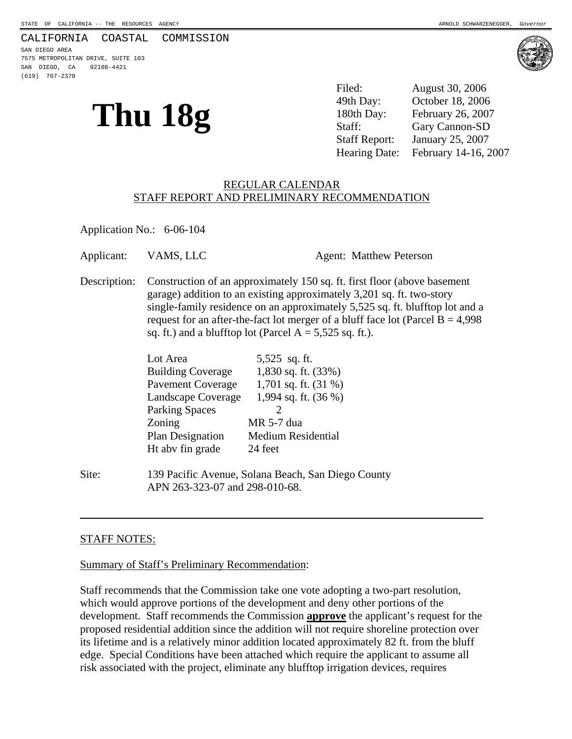STATE OF CALIFORNIA -- THE RESOURCES AGENCY ARNOLD SCHWARZENEGGER, *Governor*

CALIFORNIA COASTAL COMMISSION
SAN DIEGO AREA
7575 METROPOLITAN DRIVE, SUITE 103
SAN DIEGO, CA 92108-4421
(619) 767-2370

# Thu 18g

| | |
|---|---|
| Filed: | August 30, 2006 |
| 49th Day: | October 18, 2006 |
| 180th Day: | February 26, 2007 |
| Staff: | Gary Cannon-SD |
| Staff Report: | January 25, 2007 |
| Hearing Date: | February 14-16, 2007 |

REGULAR CALENDAR
STAFF REPORT AND PRELIMINARY RECOMMENDATION

Application No.: 6-06-104

Applicant: VAMS, LLC Agent: Matthew Peterson

Description: Construction of an approximately 150 sq. ft. first floor (above basement garage) addition to an existing approximately 3,201 sq. ft. two-story single-family residence on an approximately 5,525 sq. ft. blufftop lot and a request for an after-the-fact lot merger of a bluff face lot (Parcel B = 4,998 sq. ft.) and a blufftop lot (Parcel A = 5,525 sq. ft.).

| | |
|---|---|
| Lot Area | 5,525 sq. ft. |
| Building Coverage | 1,830 sq. ft. (33%) |
| Pavement Coverage | 1,701 sq. ft. (31 %) |
| Landscape Coverage | 1,994 sq. ft. (36 %) |
| Parking Spaces | 2 |
| Zoning | MR 5-7 dua |
| Plan Designation | Medium Residential |
| Ht abv fin grade | 24 feet |

Site: 139 Pacific Avenue, Solana Beach, San Diego County
APN 263-323-07 and 298-010-68.

STAFF NOTES:

Summary of Staff's Preliminary Recommendation:

Staff recommends that the Commission take one vote adopting a two-part resolution, which would approve portions of the development and deny other portions of the development. Staff recommends the Commission **approve** the applicant's request for the proposed residential addition since the addition will not require shoreline protection over its lifetime and is a relatively minor addition located approximately 82 ft. from the bluff edge. Special Conditions have been attached which require the applicant to assume all risk associated with the project, eliminate any blufftop irrigation devices, requires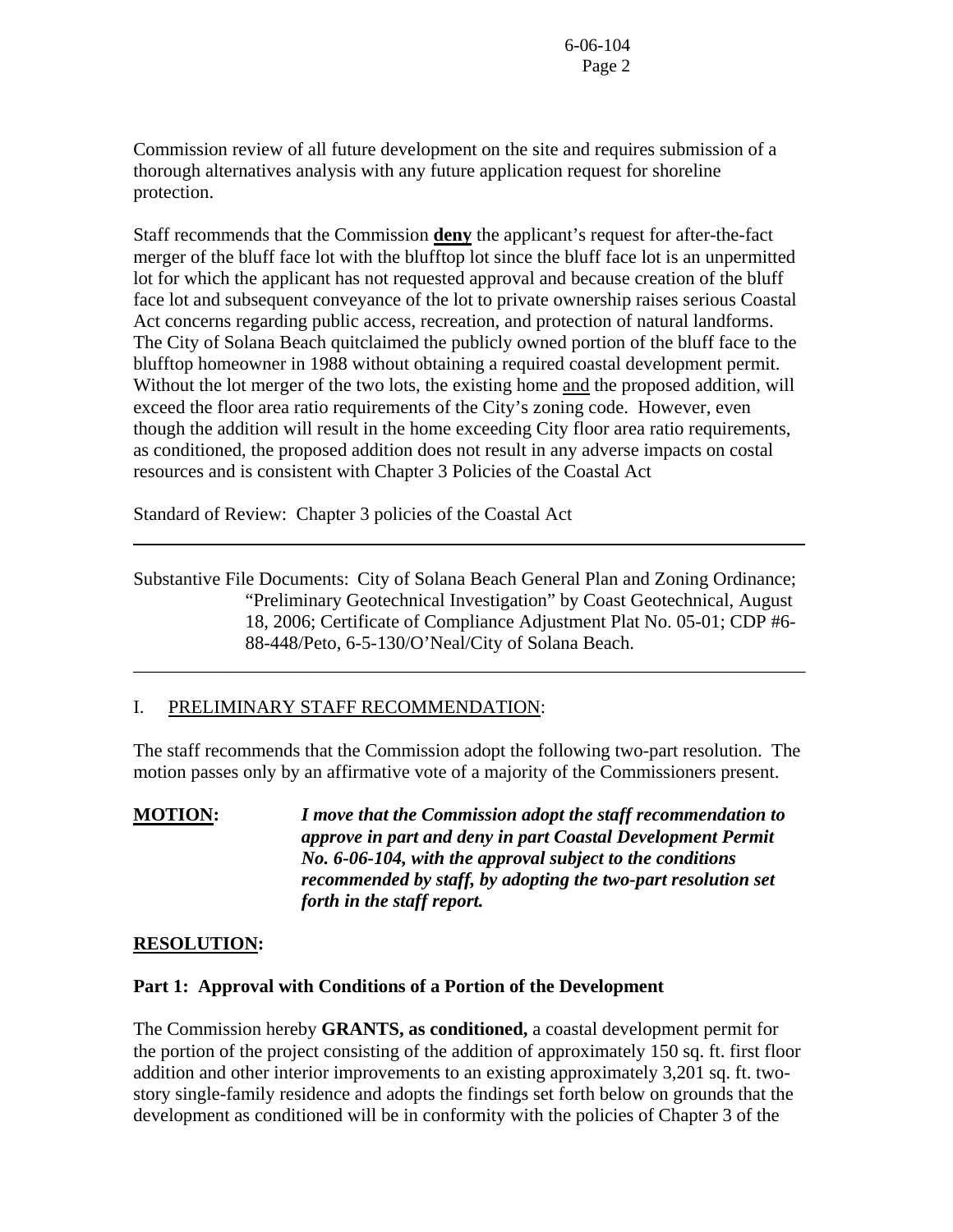Commission review of all future development on the site and requires submission of a thorough alternatives analysis with any future application request for shoreline protection.

Staff recommends that the Commission **deny** the applicant's request for after-the-fact merger of the bluff face lot with the blufftop lot since the bluff face lot is an unpermitted lot for which the applicant has not requested approval and because creation of the bluff face lot and subsequent conveyance of the lot to private ownership raises serious Coastal Act concerns regarding public access, recreation, and protection of natural landforms. The City of Solana Beach quitclaimed the publicly owned portion of the bluff face to the blufftop homeowner in 1988 without obtaining a required coastal development permit. Without the lot merger of the two lots, the existing home and the proposed addition, will exceed the floor area ratio requirements of the City's zoning code. However, even though the addition will result in the home exceeding City floor area ratio requirements, as conditioned, the proposed addition does not result in any adverse impacts on costal resources and is consistent with Chapter 3 Policies of the Coastal Act

Standard of Review: Chapter 3 policies of the Coastal Act

---

Substantive File Documents: City of Solana Beach General Plan and Zoning Ordinance; "Preliminary Geotechnical Investigation" by Coast Geotechnical, August 18, 2006; Certificate of Compliance Adjustment Plat No. 05-01; CDP #6-88-448/Peto, 6-5-130/O'Neal/City of Solana Beach.

---

## I. PRELIMINARY STAFF RECOMMENDATION:

The staff recommends that the Commission adopt the following two-part resolution. The motion passes only by an affirmative vote of a majority of the Commissioners present.

**MOTION:** ***I move that the Commission adopt the staff recommendation to approve in part and deny in part Coastal Development Permit No. 6-06-104, with the approval subject to the conditions recommended by staff, by adopting the two-part resolution set forth in the staff report.***

**RESOLUTION:**

**Part 1: Approval with Conditions of a Portion of the Development**

The Commission hereby **GRANTS, as conditioned,** a coastal development permit for the portion of the project consisting of the addition of approximately 150 sq. ft. first floor addition and other interior improvements to an existing approximately 3,201 sq. ft. two-story single-family residence and adopts the findings set forth below on grounds that the development as conditioned will be in conformity with the policies of Chapter 3 of the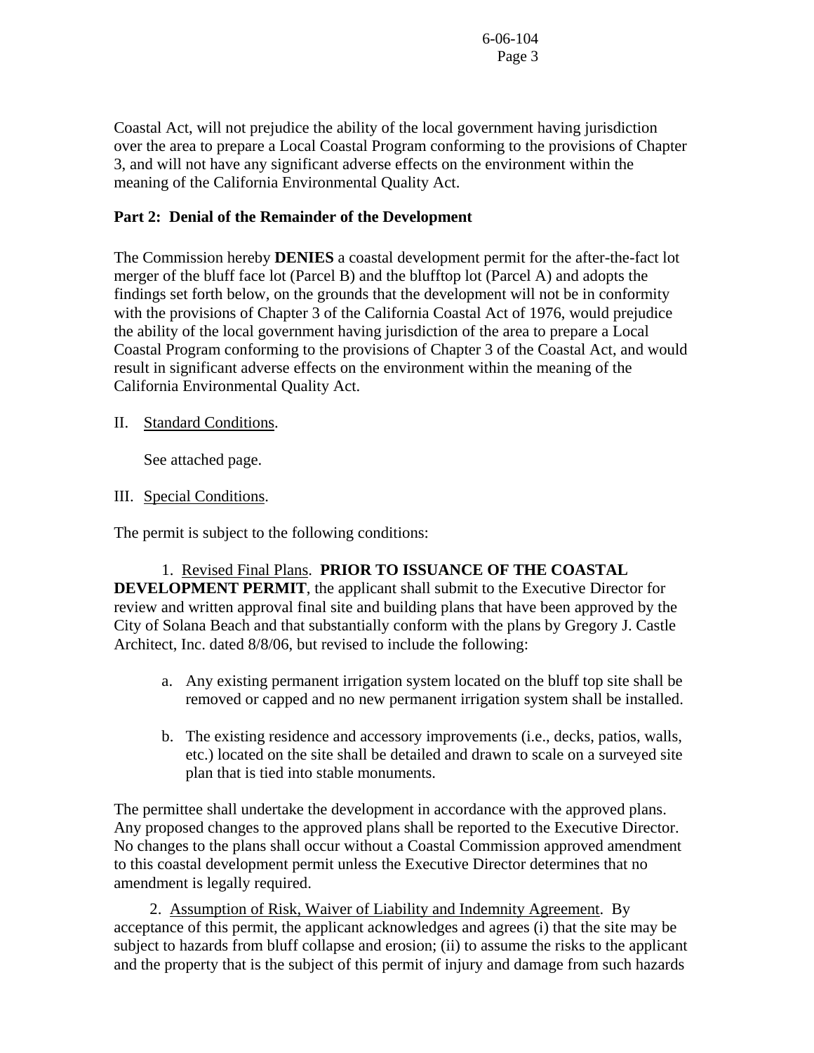Coastal Act, will not prejudice the ability of the local government having jurisdiction over the area to prepare a Local Coastal Program conforming to the provisions of Chapter 3, and will not have any significant adverse effects on the environment within the meaning of the California Environmental Quality Act.

**Part 2: Denial of the Remainder of the Development**

The Commission hereby **DENIES** a coastal development permit for the after-the-fact lot merger of the bluff face lot (Parcel B) and the blufftop lot (Parcel A) and adopts the findings set forth below, on the grounds that the development will not be in conformity with the provisions of Chapter 3 of the California Coastal Act of 1976, would prejudice the ability of the local government having jurisdiction of the area to prepare a Local Coastal Program conforming to the provisions of Chapter 3 of the Coastal Act, and would result in significant adverse effects on the environment within the meaning of the California Environmental Quality Act.

II. Standard Conditions.

See attached page.

III. Special Conditions.

The permit is subject to the following conditions:

1. Revised Final Plans. **PRIOR TO ISSUANCE OF THE COASTAL DEVELOPMENT PERMIT**, the applicant shall submit to the Executive Director for review and written approval final site and building plans that have been approved by the City of Solana Beach and that substantially conform with the plans by Gregory J. Castle Architect, Inc. dated 8/8/06, but revised to include the following:

   a. Any existing permanent irrigation system located on the bluff top site shall be removed or capped and no new permanent irrigation system shall be installed.

   b. The existing residence and accessory improvements (i.e., decks, patios, walls, etc.) located on the site shall be detailed and drawn to scale on a surveyed site plan that is tied into stable monuments.

The permittee shall undertake the development in accordance with the approved plans. Any proposed changes to the approved plans shall be reported to the Executive Director. No changes to the plans shall occur without a Coastal Commission approved amendment to this coastal development permit unless the Executive Director determines that no amendment is legally required.

2. Assumption of Risk, Waiver of Liability and Indemnity Agreement. By acceptance of this permit, the applicant acknowledges and agrees (i) that the site may be subject to hazards from bluff collapse and erosion; (ii) to assume the risks to the applicant and the property that is the subject of this permit of injury and damage from such hazards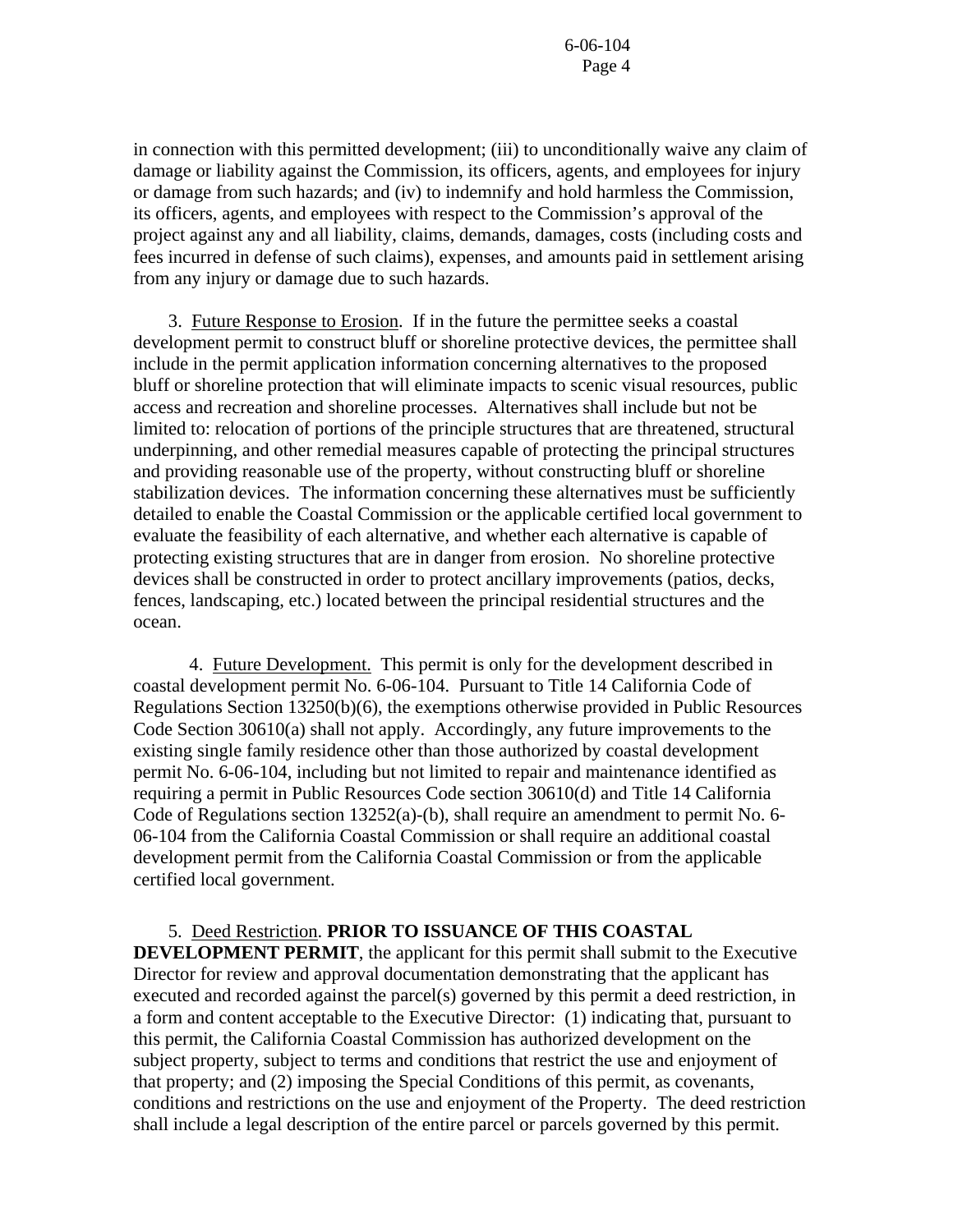in connection with this permitted development; (iii) to unconditionally waive any claim of damage or liability against the Commission, its officers, agents, and employees for injury or damage from such hazards; and (iv) to indemnify and hold harmless the Commission, its officers, agents, and employees with respect to the Commission's approval of the project against any and all liability, claims, demands, damages, costs (including costs and fees incurred in defense of such claims), expenses, and amounts paid in settlement arising from any injury or damage due to such hazards.

3. Future Response to Erosion. If in the future the permittee seeks a coastal development permit to construct bluff or shoreline protective devices, the permittee shall include in the permit application information concerning alternatives to the proposed bluff or shoreline protection that will eliminate impacts to scenic visual resources, public access and recreation and shoreline processes. Alternatives shall include but not be limited to: relocation of portions of the principle structures that are threatened, structural underpinning, and other remedial measures capable of protecting the principal structures and providing reasonable use of the property, without constructing bluff or shoreline stabilization devices. The information concerning these alternatives must be sufficiently detailed to enable the Coastal Commission or the applicable certified local government to evaluate the feasibility of each alternative, and whether each alternative is capable of protecting existing structures that are in danger from erosion. No shoreline protective devices shall be constructed in order to protect ancillary improvements (patios, decks, fences, landscaping, etc.) located between the principal residential structures and the ocean.

4. Future Development. This permit is only for the development described in coastal development permit No. 6-06-104. Pursuant to Title 14 California Code of Regulations Section 13250(b)(6), the exemptions otherwise provided in Public Resources Code Section 30610(a) shall not apply. Accordingly, any future improvements to the existing single family residence other than those authorized by coastal development permit No. 6-06-104, including but not limited to repair and maintenance identified as requiring a permit in Public Resources Code section 30610(d) and Title 14 California Code of Regulations section 13252(a)-(b), shall require an amendment to permit No. 6-06-104 from the California Coastal Commission or shall require an additional coastal development permit from the California Coastal Commission or from the applicable certified local government.

5. Deed Restriction. **PRIOR TO ISSUANCE OF THIS COASTAL DEVELOPMENT PERMIT**, the applicant for this permit shall submit to the Executive Director for review and approval documentation demonstrating that the applicant has executed and recorded against the parcel(s) governed by this permit a deed restriction, in a form and content acceptable to the Executive Director: (1) indicating that, pursuant to this permit, the California Coastal Commission has authorized development on the subject property, subject to terms and conditions that restrict the use and enjoyment of that property; and (2) imposing the Special Conditions of this permit, as covenants, conditions and restrictions on the use and enjoyment of the Property. The deed restriction shall include a legal description of the entire parcel or parcels governed by this permit.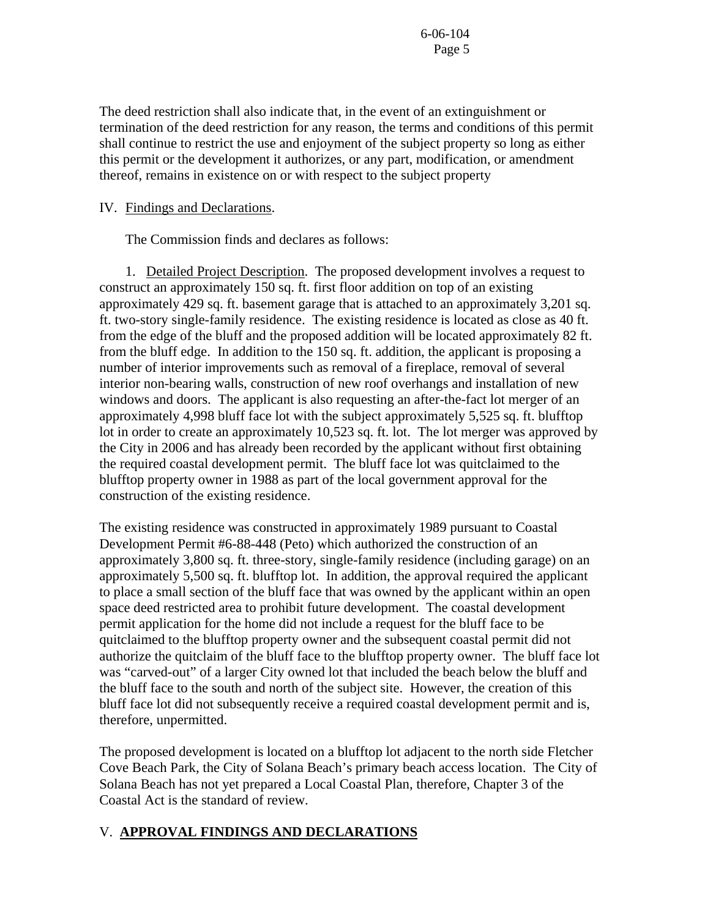The deed restriction shall also indicate that, in the event of an extinguishment or termination of the deed restriction for any reason, the terms and conditions of this permit shall continue to restrict the use and enjoyment of the subject property so long as either this permit or the development it authorizes, or any part, modification, or amendment thereof, remains in existence on or with respect to the subject property

IV. Findings and Declarations.

The Commission finds and declares as follows:

1. Detailed Project Description. The proposed development involves a request to construct an approximately 150 sq. ft. first floor addition on top of an existing approximately 429 sq. ft. basement garage that is attached to an approximately 3,201 sq. ft. two-story single-family residence. The existing residence is located as close as 40 ft. from the edge of the bluff and the proposed addition will be located approximately 82 ft. from the bluff edge. In addition to the 150 sq. ft. addition, the applicant is proposing a number of interior improvements such as removal of a fireplace, removal of several interior non-bearing walls, construction of new roof overhangs and installation of new windows and doors. The applicant is also requesting an after-the-fact lot merger of an approximately 4,998 bluff face lot with the subject approximately 5,525 sq. ft. blufftop lot in order to create an approximately 10,523 sq. ft. lot. The lot merger was approved by the City in 2006 and has already been recorded by the applicant without first obtaining the required coastal development permit. The bluff face lot was quitclaimed to the blufftop property owner in 1988 as part of the local government approval for the construction of the existing residence.

The existing residence was constructed in approximately 1989 pursuant to Coastal Development Permit #6-88-448 (Peto) which authorized the construction of an approximately 3,800 sq. ft. three-story, single-family residence (including garage) on an approximately 5,500 sq. ft. blufftop lot. In addition, the approval required the applicant to place a small section of the bluff face that was owned by the applicant within an open space deed restricted area to prohibit future development. The coastal development permit application for the home did not include a request for the bluff face to be quitclaimed to the blufftop property owner and the subsequent coastal permit did not authorize the quitclaim of the bluff face to the blufftop property owner. The bluff face lot was "carved-out" of a larger City owned lot that included the beach below the bluff and the bluff face to the south and north of the subject site. However, the creation of this bluff face lot did not subsequently receive a required coastal development permit and is, therefore, unpermitted.

The proposed development is located on a blufftop lot adjacent to the north side Fletcher Cove Beach Park, the City of Solana Beach's primary beach access location. The City of Solana Beach has not yet prepared a Local Coastal Plan, therefore, Chapter 3 of the Coastal Act is the standard of review.

## V. APPROVAL FINDINGS AND DECLARATIONS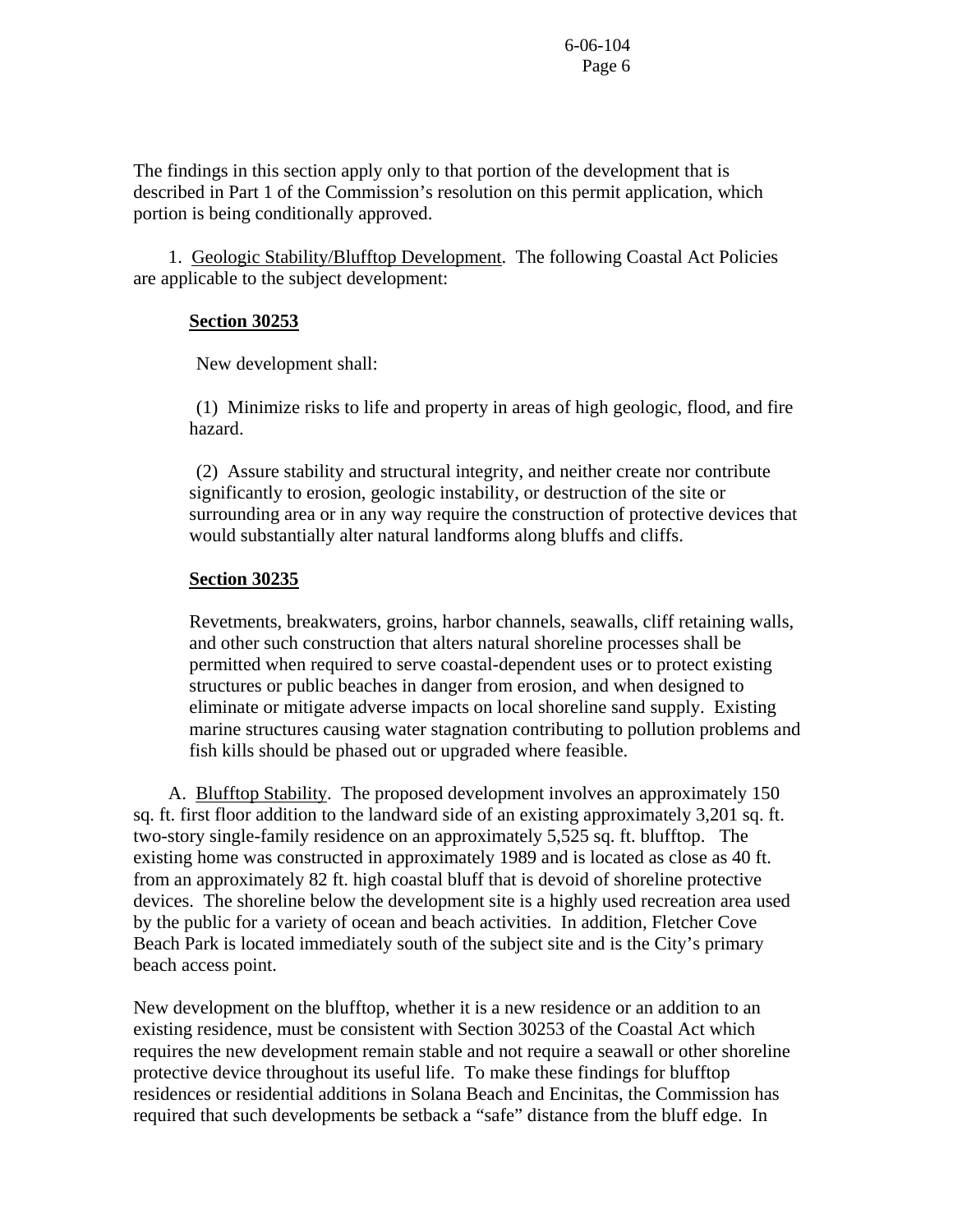The findings in this section apply only to that portion of the development that is described in Part 1 of the Commission's resolution on this permit application, which portion is being conditionally approved.

1. Geologic Stability/Blufftop Development. The following Coastal Act Policies are applicable to the subject development:

**Section 30253**

New development shall:

(1) Minimize risks to life and property in areas of high geologic, flood, and fire hazard.

(2) Assure stability and structural integrity, and neither create nor contribute significantly to erosion, geologic instability, or destruction of the site or surrounding area or in any way require the construction of protective devices that would substantially alter natural landforms along bluffs and cliffs.

**Section 30235**

Revetments, breakwaters, groins, harbor channels, seawalls, cliff retaining walls, and other such construction that alters natural shoreline processes shall be permitted when required to serve coastal-dependent uses or to protect existing structures or public beaches in danger from erosion, and when designed to eliminate or mitigate adverse impacts on local shoreline sand supply. Existing marine structures causing water stagnation contributing to pollution problems and fish kills should be phased out or upgraded where feasible.

A. Blufftop Stability. The proposed development involves an approximately 150 sq. ft. first floor addition to the landward side of an existing approximately 3,201 sq. ft. two-story single-family residence on an approximately 5,525 sq. ft. blufftop. The existing home was constructed in approximately 1989 and is located as close as 40 ft. from an approximately 82 ft. high coastal bluff that is devoid of shoreline protective devices. The shoreline below the development site is a highly used recreation area used by the public for a variety of ocean and beach activities. In addition, Fletcher Cove Beach Park is located immediately south of the subject site and is the City's primary beach access point.

New development on the blufftop, whether it is a new residence or an addition to an existing residence, must be consistent with Section 30253 of the Coastal Act which requires the new development remain stable and not require a seawall or other shoreline protective device throughout its useful life. To make these findings for blufftop residences or residential additions in Solana Beach and Encinitas, the Commission has required that such developments be setback a "safe" distance from the bluff edge. In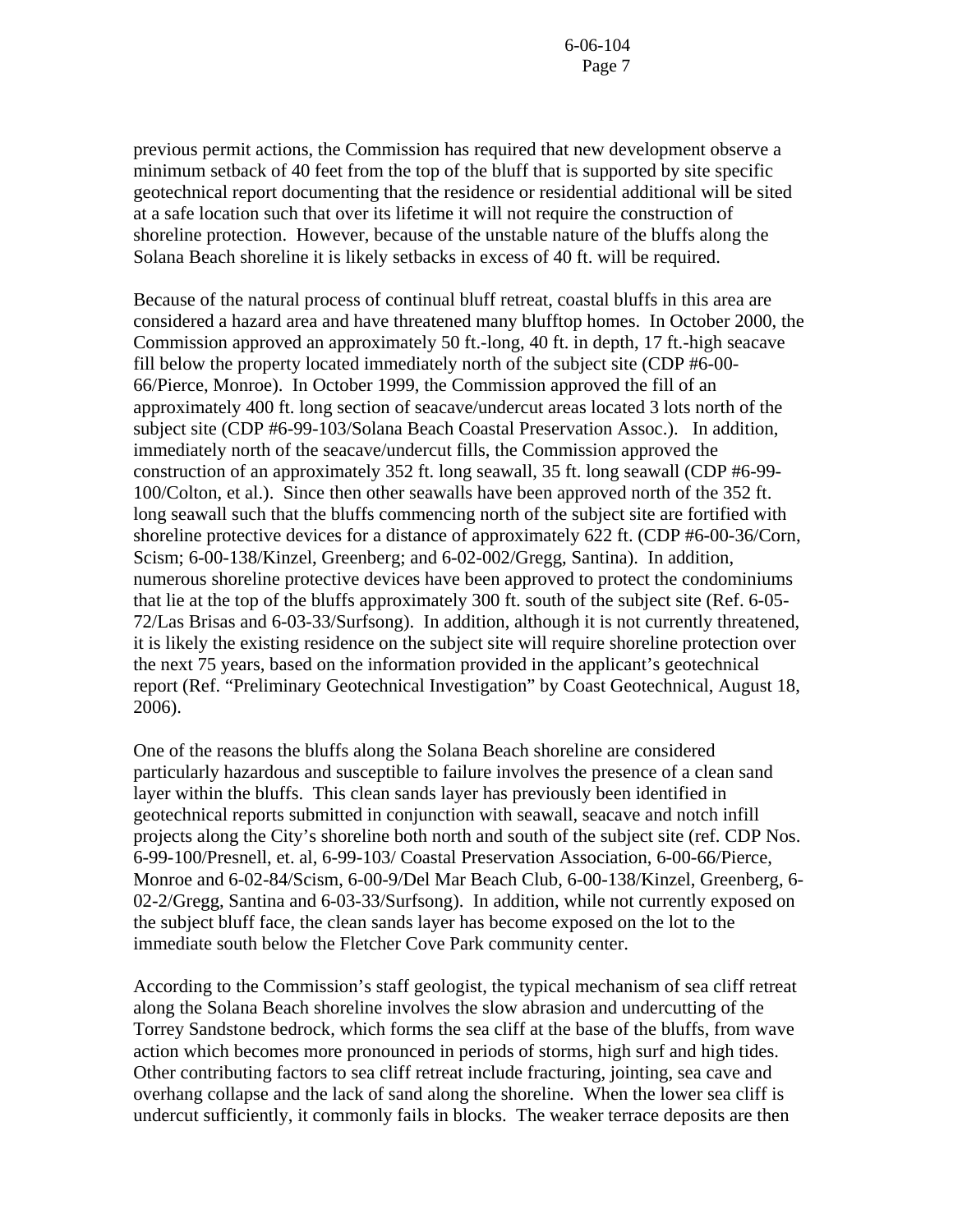previous permit actions, the Commission has required that new development observe a minimum setback of 40 feet from the top of the bluff that is supported by site specific geotechnical report documenting that the residence or residential additional will be sited at a safe location such that over its lifetime it will not require the construction of shoreline protection. However, because of the unstable nature of the bluffs along the Solana Beach shoreline it is likely setbacks in excess of 40 ft. will be required.

Because of the natural process of continual bluff retreat, coastal bluffs in this area are considered a hazard area and have threatened many blufftop homes. In October 2000, the Commission approved an approximately 50 ft.-long, 40 ft. in depth, 17 ft.-high seacave fill below the property located immediately north of the subject site (CDP #6-00-66/Pierce, Monroe). In October 1999, the Commission approved the fill of an approximately 400 ft. long section of seacave/undercut areas located 3 lots north of the subject site (CDP #6-99-103/Solana Beach Coastal Preservation Assoc.). In addition, immediately north of the seacave/undercut fills, the Commission approved the construction of an approximately 352 ft. long seawall, 35 ft. long seawall (CDP #6-99-100/Colton, et al.). Since then other seawalls have been approved north of the 352 ft. long seawall such that the bluffs commencing north of the subject site are fortified with shoreline protective devices for a distance of approximately 622 ft. (CDP #6-00-36/Corn, Scism; 6-00-138/Kinzel, Greenberg; and 6-02-002/Gregg, Santina). In addition, numerous shoreline protective devices have been approved to protect the condominiums that lie at the top of the bluffs approximately 300 ft. south of the subject site (Ref. 6-05-72/Las Brisas and 6-03-33/Surfsong). In addition, although it is not currently threatened, it is likely the existing residence on the subject site will require shoreline protection over the next 75 years, based on the information provided in the applicant's geotechnical report (Ref. "Preliminary Geotechnical Investigation" by Coast Geotechnical, August 18, 2006).

One of the reasons the bluffs along the Solana Beach shoreline are considered particularly hazardous and susceptible to failure involves the presence of a clean sand layer within the bluffs. This clean sands layer has previously been identified in geotechnical reports submitted in conjunction with seawall, seacave and notch infill projects along the City's shoreline both north and south of the subject site (ref. CDP Nos. 6-99-100/Presnell, et. al, 6-99-103/ Coastal Preservation Association, 6-00-66/Pierce, Monroe and 6-02-84/Scism, 6-00-9/Del Mar Beach Club, 6-00-138/Kinzel, Greenberg, 6-02-2/Gregg, Santina and 6-03-33/Surfsong). In addition, while not currently exposed on the subject bluff face, the clean sands layer has become exposed on the lot to the immediate south below the Fletcher Cove Park community center.

According to the Commission's staff geologist, the typical mechanism of sea cliff retreat along the Solana Beach shoreline involves the slow abrasion and undercutting of the Torrey Sandstone bedrock, which forms the sea cliff at the base of the bluffs, from wave action which becomes more pronounced in periods of storms, high surf and high tides. Other contributing factors to sea cliff retreat include fracturing, jointing, sea cave and overhang collapse and the lack of sand along the shoreline. When the lower sea cliff is undercut sufficiently, it commonly fails in blocks. The weaker terrace deposits are then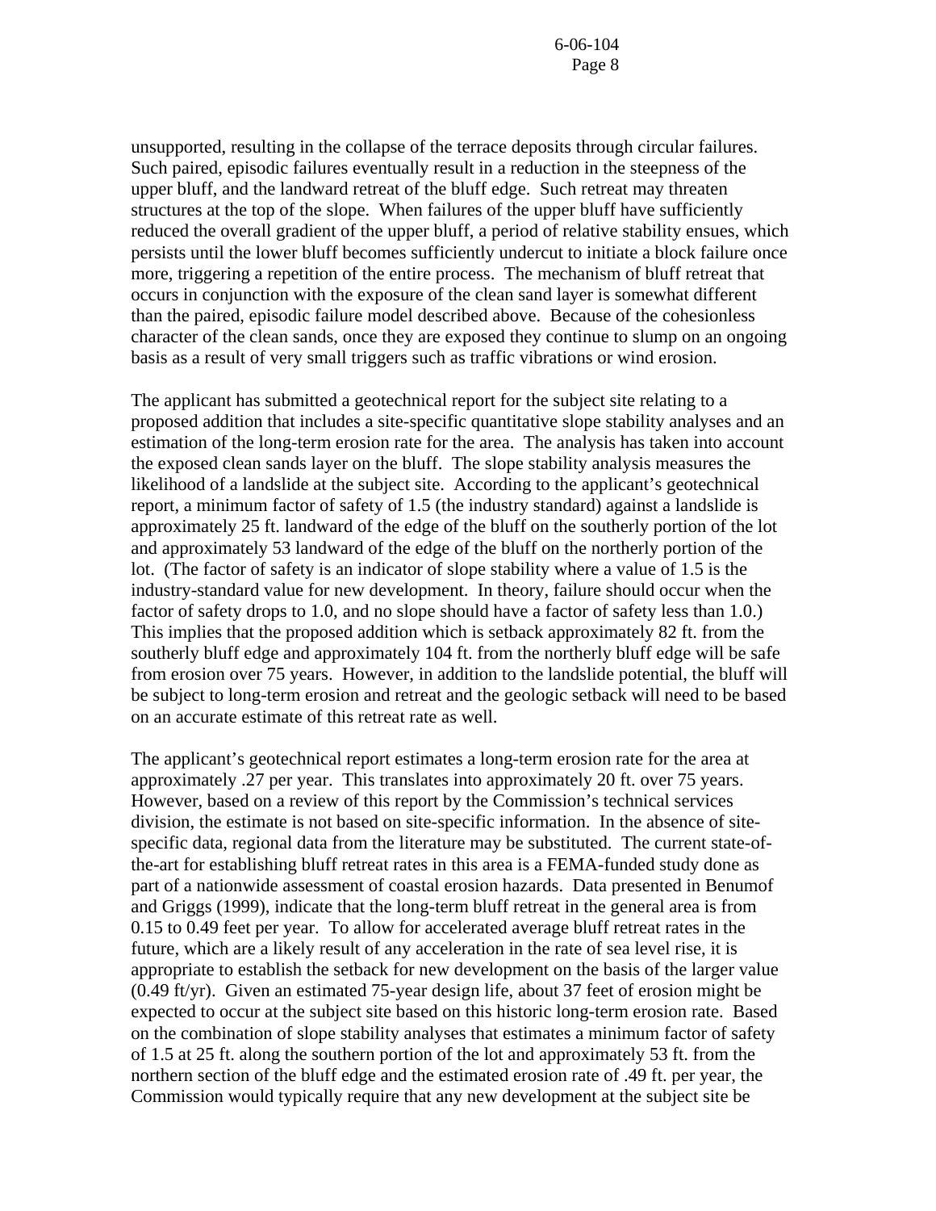unsupported, resulting in the collapse of the terrace deposits through circular failures. Such paired, episodic failures eventually result in a reduction in the steepness of the upper bluff, and the landward retreat of the bluff edge. Such retreat may threaten structures at the top of the slope. When failures of the upper bluff have sufficiently reduced the overall gradient of the upper bluff, a period of relative stability ensues, which persists until the lower bluff becomes sufficiently undercut to initiate a block failure once more, triggering a repetition of the entire process. The mechanism of bluff retreat that occurs in conjunction with the exposure of the clean sand layer is somewhat different than the paired, episodic failure model described above. Because of the cohesionless character of the clean sands, once they are exposed they continue to slump on an ongoing basis as a result of very small triggers such as traffic vibrations or wind erosion.

The applicant has submitted a geotechnical report for the subject site relating to a proposed addition that includes a site-specific quantitative slope stability analyses and an estimation of the long-term erosion rate for the area. The analysis has taken into account the exposed clean sands layer on the bluff. The slope stability analysis measures the likelihood of a landslide at the subject site. According to the applicant's geotechnical report, a minimum factor of safety of 1.5 (the industry standard) against a landslide is approximately 25 ft. landward of the edge of the bluff on the southerly portion of the lot and approximately 53 landward of the edge of the bluff on the northerly portion of the lot. (The factor of safety is an indicator of slope stability where a value of 1.5 is the industry-standard value for new development. In theory, failure should occur when the factor of safety drops to 1.0, and no slope should have a factor of safety less than 1.0.) This implies that the proposed addition which is setback approximately 82 ft. from the southerly bluff edge and approximately 104 ft. from the northerly bluff edge will be safe from erosion over 75 years. However, in addition to the landslide potential, the bluff will be subject to long-term erosion and retreat and the geologic setback will need to be based on an accurate estimate of this retreat rate as well.

The applicant's geotechnical report estimates a long-term erosion rate for the area at approximately .27 per year. This translates into approximately 20 ft. over 75 years. However, based on a review of this report by the Commission's technical services division, the estimate is not based on site-specific information. In the absence of site-specific data, regional data from the literature may be substituted. The current state-of-the-art for establishing bluff retreat rates in this area is a FEMA-funded study done as part of a nationwide assessment of coastal erosion hazards. Data presented in Benumof and Griggs (1999), indicate that the long-term bluff retreat in the general area is from 0.15 to 0.49 feet per year. To allow for accelerated average bluff retreat rates in the future, which are a likely result of any acceleration in the rate of sea level rise, it is appropriate to establish the setback for new development on the basis of the larger value (0.49 ft/yr). Given an estimated 75-year design life, about 37 feet of erosion might be expected to occur at the subject site based on this historic long-term erosion rate. Based on the combination of slope stability analyses that estimates a minimum factor of safety of 1.5 at 25 ft. along the southern portion of the lot and approximately 53 ft. from the northern section of the bluff edge and the estimated erosion rate of .49 ft. per year, the Commission would typically require that any new development at the subject site be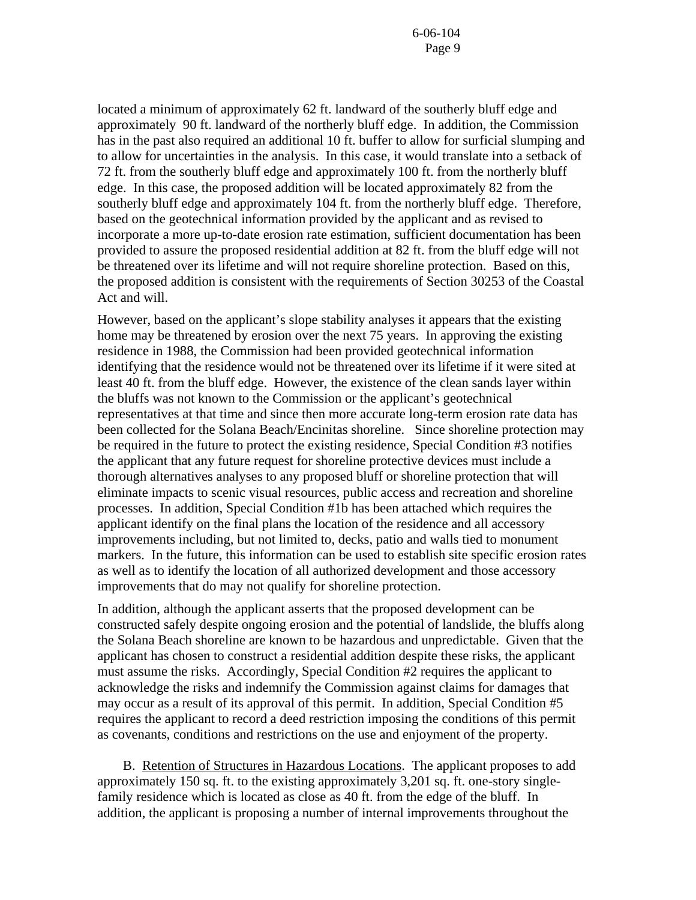located a minimum of approximately 62 ft. landward of the southerly bluff edge and approximately 90 ft. landward of the northerly bluff edge. In addition, the Commission has in the past also required an additional 10 ft. buffer to allow for surficial slumping and to allow for uncertainties in the analysis. In this case, it would translate into a setback of 72 ft. from the southerly bluff edge and approximately 100 ft. from the northerly bluff edge. In this case, the proposed addition will be located approximately 82 from the southerly bluff edge and approximately 104 ft. from the northerly bluff edge. Therefore, based on the geotechnical information provided by the applicant and as revised to incorporate a more up-to-date erosion rate estimation, sufficient documentation has been provided to assure the proposed residential addition at 82 ft. from the bluff edge will not be threatened over its lifetime and will not require shoreline protection. Based on this, the proposed addition is consistent with the requirements of Section 30253 of the Coastal Act and will.

However, based on the applicant's slope stability analyses it appears that the existing home may be threatened by erosion over the next 75 years. In approving the existing residence in 1988, the Commission had been provided geotechnical information identifying that the residence would not be threatened over its lifetime if it were sited at least 40 ft. from the bluff edge. However, the existence of the clean sands layer within the bluffs was not known to the Commission or the applicant's geotechnical representatives at that time and since then more accurate long-term erosion rate data has been collected for the Solana Beach/Encinitas shoreline. Since shoreline protection may be required in the future to protect the existing residence, Special Condition #3 notifies the applicant that any future request for shoreline protective devices must include a thorough alternatives analyses to any proposed bluff or shoreline protection that will eliminate impacts to scenic visual resources, public access and recreation and shoreline processes. In addition, Special Condition #1b has been attached which requires the applicant identify on the final plans the location of the residence and all accessory improvements including, but not limited to, decks, patio and walls tied to monument markers. In the future, this information can be used to establish site specific erosion rates as well as to identify the location of all authorized development and those accessory improvements that do may not qualify for shoreline protection.

In addition, although the applicant asserts that the proposed development can be constructed safely despite ongoing erosion and the potential of landslide, the bluffs along the Solana Beach shoreline are known to be hazardous and unpredictable. Given that the applicant has chosen to construct a residential addition despite these risks, the applicant must assume the risks. Accordingly, Special Condition #2 requires the applicant to acknowledge the risks and indemnify the Commission against claims for damages that may occur as a result of its approval of this permit. In addition, Special Condition #5 requires the applicant to record a deed restriction imposing the conditions of this permit as covenants, conditions and restrictions on the use and enjoyment of the property.

B. Retention of Structures in Hazardous Locations. The applicant proposes to add approximately 150 sq. ft. to the existing approximately 3,201 sq. ft. one-story single-family residence which is located as close as 40 ft. from the edge of the bluff. In addition, the applicant is proposing a number of internal improvements throughout the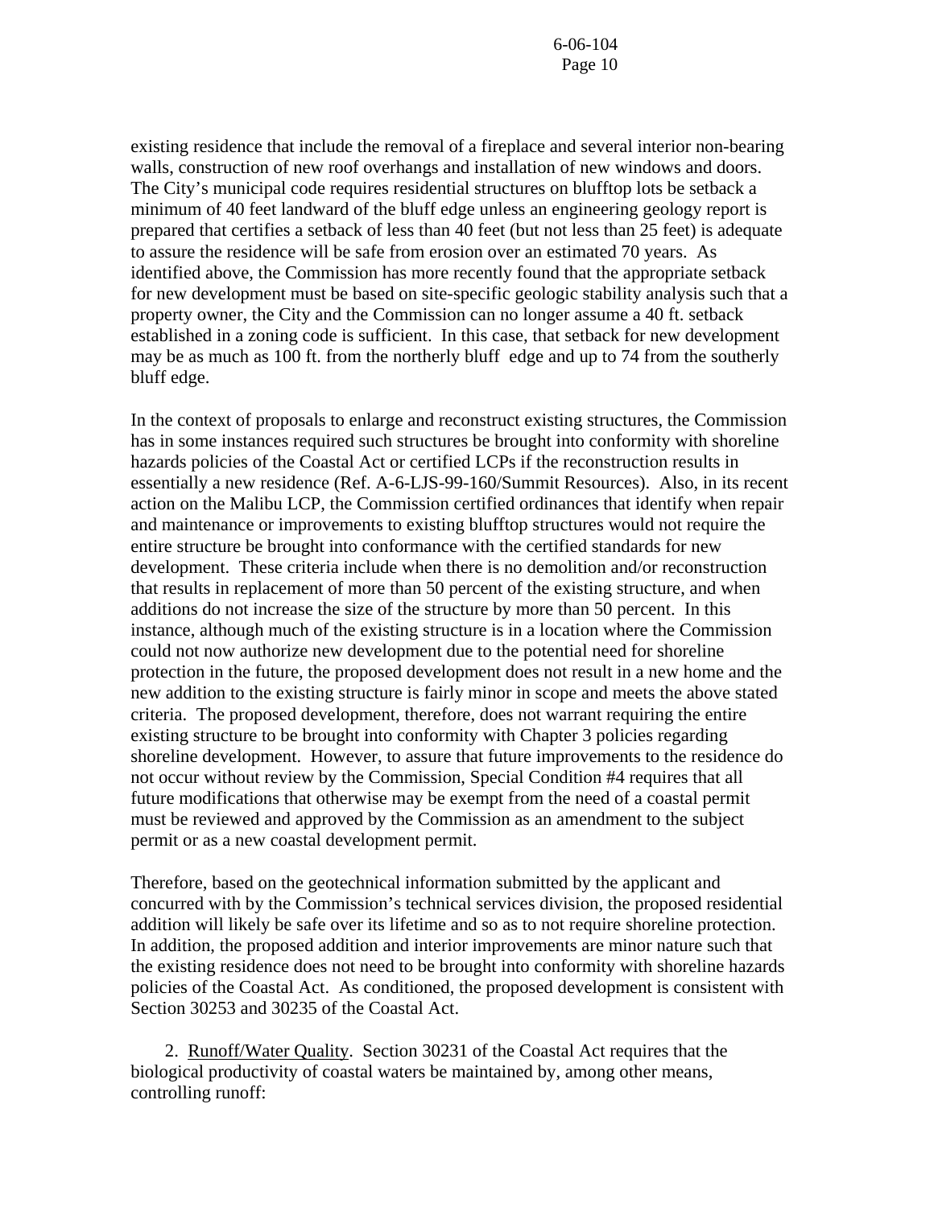existing residence that include the removal of a fireplace and several interior non-bearing walls, construction of new roof overhangs and installation of new windows and doors. The City's municipal code requires residential structures on blufftop lots be setback a minimum of 40 feet landward of the bluff edge unless an engineering geology report is prepared that certifies a setback of less than 40 feet (but not less than 25 feet) is adequate to assure the residence will be safe from erosion over an estimated 70 years. As identified above, the Commission has more recently found that the appropriate setback for new development must be based on site-specific geologic stability analysis such that a property owner, the City and the Commission can no longer assume a 40 ft. setback established in a zoning code is sufficient. In this case, that setback for new development may be as much as 100 ft. from the northerly bluff edge and up to 74 from the southerly bluff edge.

In the context of proposals to enlarge and reconstruct existing structures, the Commission has in some instances required such structures be brought into conformity with shoreline hazards policies of the Coastal Act or certified LCPs if the reconstruction results in essentially a new residence (Ref. A-6-LJS-99-160/Summit Resources). Also, in its recent action on the Malibu LCP, the Commission certified ordinances that identify when repair and maintenance or improvements to existing blufftop structures would not require the entire structure be brought into conformance with the certified standards for new development. These criteria include when there is no demolition and/or reconstruction that results in replacement of more than 50 percent of the existing structure, and when additions do not increase the size of the structure by more than 50 percent. In this instance, although much of the existing structure is in a location where the Commission could not now authorize new development due to the potential need for shoreline protection in the future, the proposed development does not result in a new home and the new addition to the existing structure is fairly minor in scope and meets the above stated criteria. The proposed development, therefore, does not warrant requiring the entire existing structure to be brought into conformity with Chapter 3 policies regarding shoreline development. However, to assure that future improvements to the residence do not occur without review by the Commission, Special Condition #4 requires that all future modifications that otherwise may be exempt from the need of a coastal permit must be reviewed and approved by the Commission as an amendment to the subject permit or as a new coastal development permit.

Therefore, based on the geotechnical information submitted by the applicant and concurred with by the Commission's technical services division, the proposed residential addition will likely be safe over its lifetime and so as to not require shoreline protection. In addition, the proposed addition and interior improvements are minor nature such that the existing residence does not need to be brought into conformity with shoreline hazards policies of the Coastal Act. As conditioned, the proposed development is consistent with Section 30253 and 30235 of the Coastal Act.

2. Runoff/Water Quality. Section 30231 of the Coastal Act requires that the biological productivity of coastal waters be maintained by, among other means, controlling runoff: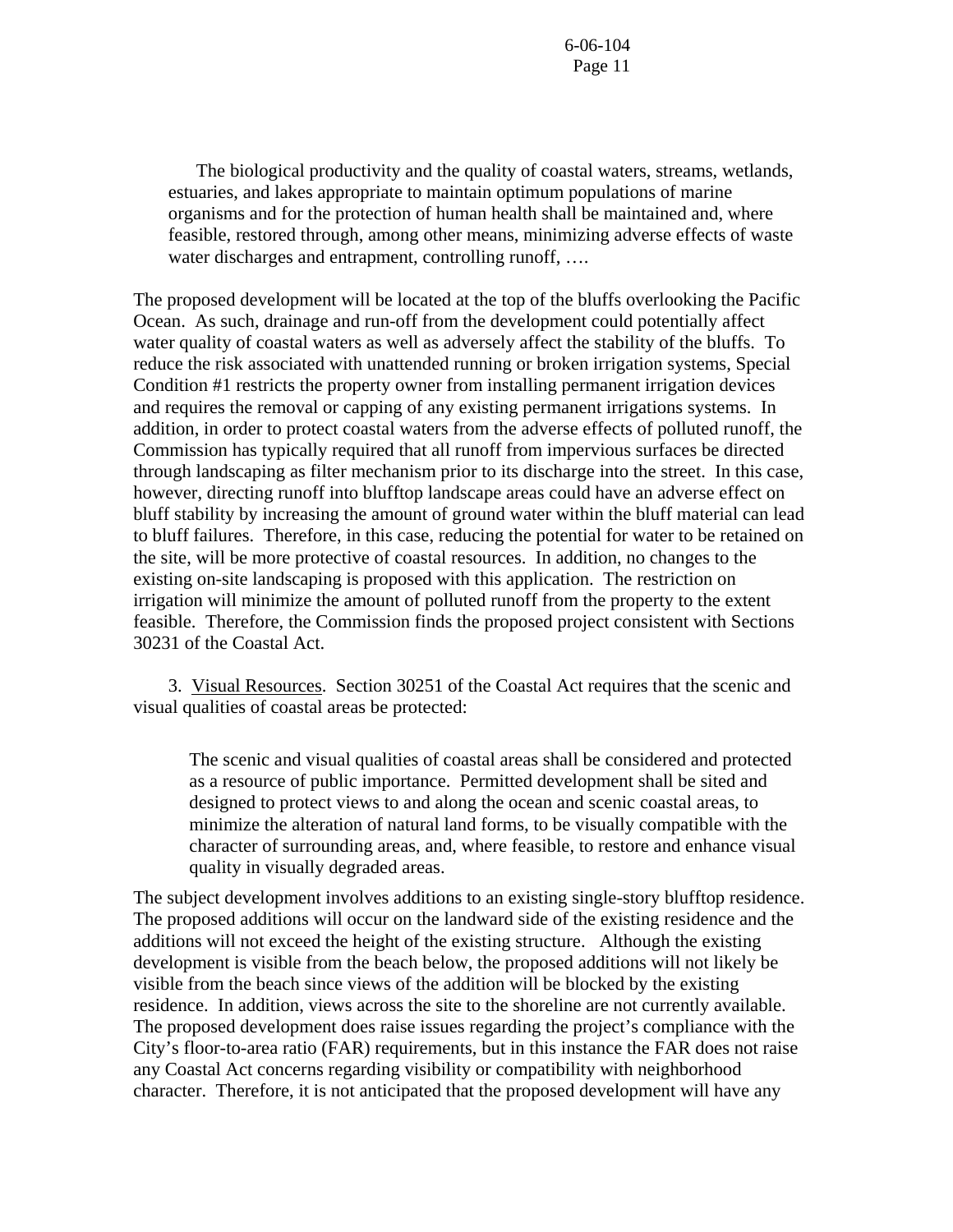> The biological productivity and the quality of coastal waters, streams, wetlands, estuaries, and lakes appropriate to maintain optimum populations of marine organisms and for the protection of human health shall be maintained and, where feasible, restored through, among other means, minimizing adverse effects of waste water discharges and entrapment, controlling runoff, ….

The proposed development will be located at the top of the bluffs overlooking the Pacific Ocean. As such, drainage and run-off from the development could potentially affect water quality of coastal waters as well as adversely affect the stability of the bluffs. To reduce the risk associated with unattended running or broken irrigation systems, Special Condition #1 restricts the property owner from installing permanent irrigation devices and requires the removal or capping of any existing permanent irrigations systems. In addition, in order to protect coastal waters from the adverse effects of polluted runoff, the Commission has typically required that all runoff from impervious surfaces be directed through landscaping as filter mechanism prior to its discharge into the street. In this case, however, directing runoff into blufftop landscape areas could have an adverse effect on bluff stability by increasing the amount of ground water within the bluff material can lead to bluff failures. Therefore, in this case, reducing the potential for water to be retained on the site, will be more protective of coastal resources. In addition, no changes to the existing on-site landscaping is proposed with this application. The restriction on irrigation will minimize the amount of polluted runoff from the property to the extent feasible. Therefore, the Commission finds the proposed project consistent with Sections 30231 of the Coastal Act.

3. <u>Visual Resources</u>. Section 30251 of the Coastal Act requires that the scenic and visual qualities of coastal areas be protected:

> The scenic and visual qualities of coastal areas shall be considered and protected as a resource of public importance. Permitted development shall be sited and designed to protect views to and along the ocean and scenic coastal areas, to minimize the alteration of natural land forms, to be visually compatible with the character of surrounding areas, and, where feasible, to restore and enhance visual quality in visually degraded areas.

The subject development involves additions to an existing single-story blufftop residence. The proposed additions will occur on the landward side of the existing residence and the additions will not exceed the height of the existing structure. Although the existing development is visible from the beach below, the proposed additions will not likely be visible from the beach since views of the addition will be blocked by the existing residence. In addition, views across the site to the shoreline are not currently available. The proposed development does raise issues regarding the project's compliance with the City's floor-to-area ratio (FAR) requirements, but in this instance the FAR does not raise any Coastal Act concerns regarding visibility or compatibility with neighborhood character. Therefore, it is not anticipated that the proposed development will have any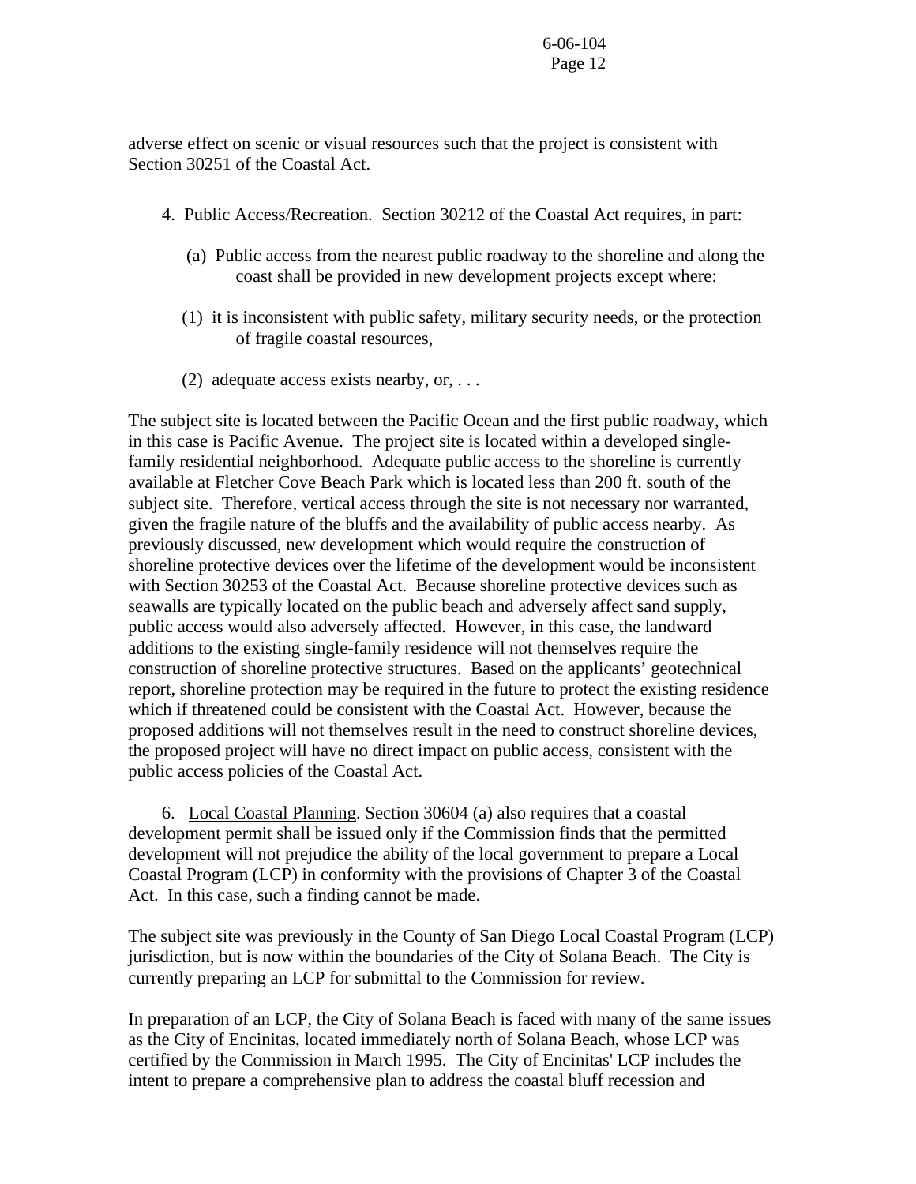adverse effect on scenic or visual resources such that the project is consistent with Section 30251 of the Coastal Act.

4. Public Access/Recreation. Section 30212 of the Coastal Act requires, in part:

> (a) Public access from the nearest public roadway to the shoreline and along the coast shall be provided in new development projects except where:
>
> (1) it is inconsistent with public safety, military security needs, or the protection of fragile coastal resources,
>
> (2) adequate access exists nearby, or, . . .

The subject site is located between the Pacific Ocean and the first public roadway, which in this case is Pacific Avenue. The project site is located within a developed single-family residential neighborhood. Adequate public access to the shoreline is currently available at Fletcher Cove Beach Park which is located less than 200 ft. south of the subject site. Therefore, vertical access through the site is not necessary nor warranted, given the fragile nature of the bluffs and the availability of public access nearby. As previously discussed, new development which would require the construction of shoreline protective devices over the lifetime of the development would be inconsistent with Section 30253 of the Coastal Act. Because shoreline protective devices such as seawalls are typically located on the public beach and adversely affect sand supply, public access would also adversely affected. However, in this case, the landward additions to the existing single-family residence will not themselves require the construction of shoreline protective structures. Based on the applicants' geotechnical report, shoreline protection may be required in the future to protect the existing residence which if threatened could be consistent with the Coastal Act. However, because the proposed additions will not themselves result in the need to construct shoreline devices, the proposed project will have no direct impact on public access, consistent with the public access policies of the Coastal Act.

6. Local Coastal Planning. Section 30604 (a) also requires that a coastal development permit shall be issued only if the Commission finds that the permitted development will not prejudice the ability of the local government to prepare a Local Coastal Program (LCP) in conformity with the provisions of Chapter 3 of the Coastal Act. In this case, such a finding cannot be made.

The subject site was previously in the County of San Diego Local Coastal Program (LCP) jurisdiction, but is now within the boundaries of the City of Solana Beach. The City is currently preparing an LCP for submittal to the Commission for review.

In preparation of an LCP, the City of Solana Beach is faced with many of the same issues as the City of Encinitas, located immediately north of Solana Beach, whose LCP was certified by the Commission in March 1995. The City of Encinitas' LCP includes the intent to prepare a comprehensive plan to address the coastal bluff recession and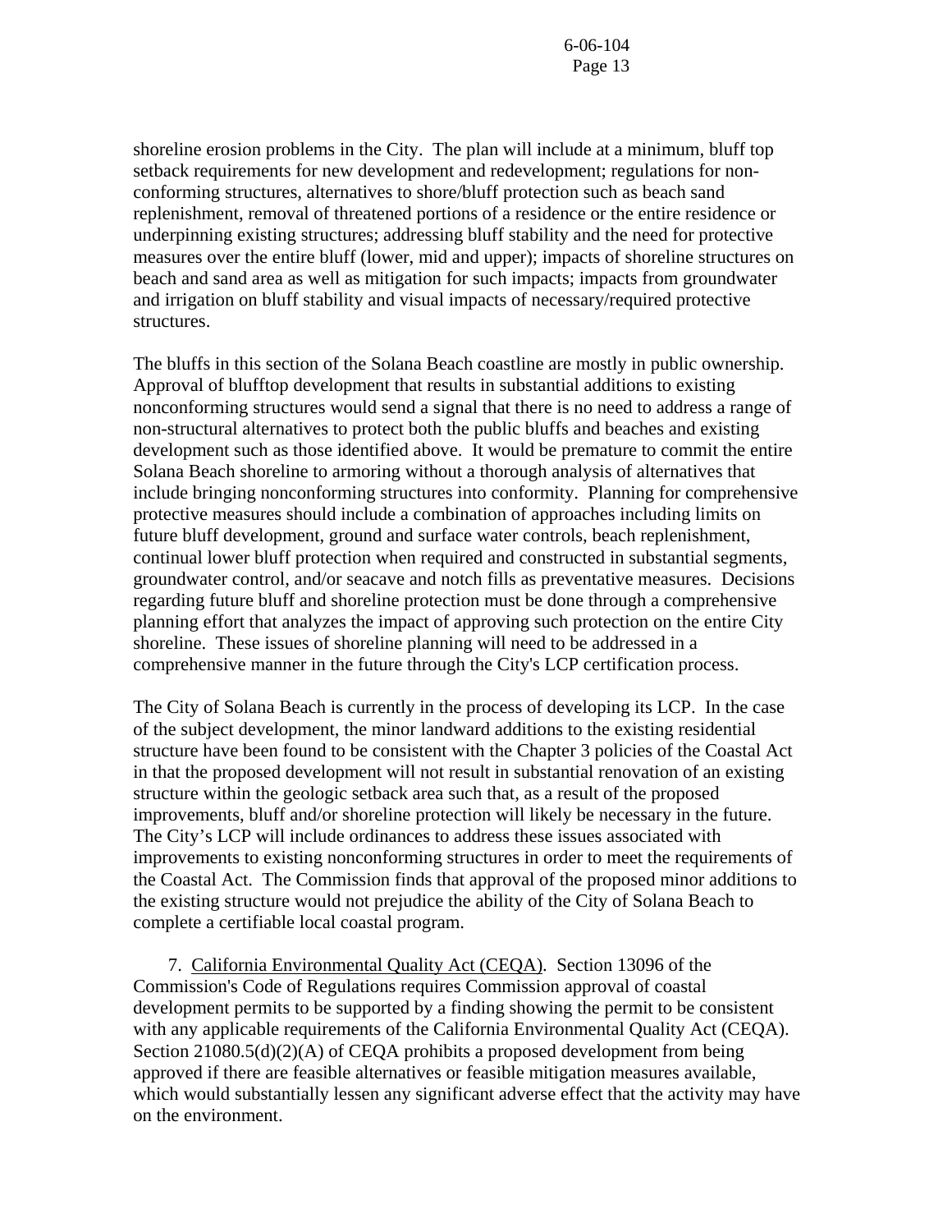shoreline erosion problems in the City. The plan will include at a minimum, bluff top setback requirements for new development and redevelopment; regulations for non-conforming structures, alternatives to shore/bluff protection such as beach sand replenishment, removal of threatened portions of a residence or the entire residence or underpinning existing structures; addressing bluff stability and the need for protective measures over the entire bluff (lower, mid and upper); impacts of shoreline structures on beach and sand area as well as mitigation for such impacts; impacts from groundwater and irrigation on bluff stability and visual impacts of necessary/required protective structures.

The bluffs in this section of the Solana Beach coastline are mostly in public ownership. Approval of blufftop development that results in substantial additions to existing nonconforming structures would send a signal that there is no need to address a range of non-structural alternatives to protect both the public bluffs and beaches and existing development such as those identified above. It would be premature to commit the entire Solana Beach shoreline to armoring without a thorough analysis of alternatives that include bringing nonconforming structures into conformity. Planning for comprehensive protective measures should include a combination of approaches including limits on future bluff development, ground and surface water controls, beach replenishment, continual lower bluff protection when required and constructed in substantial segments, groundwater control, and/or seacave and notch fills as preventative measures. Decisions regarding future bluff and shoreline protection must be done through a comprehensive planning effort that analyzes the impact of approving such protection on the entire City shoreline. These issues of shoreline planning will need to be addressed in a comprehensive manner in the future through the City's LCP certification process.

The City of Solana Beach is currently in the process of developing its LCP. In the case of the subject development, the minor landward additions to the existing residential structure have been found to be consistent with the Chapter 3 policies of the Coastal Act in that the proposed development will not result in substantial renovation of an existing structure within the geologic setback area such that, as a result of the proposed improvements, bluff and/or shoreline protection will likely be necessary in the future. The City's LCP will include ordinances to address these issues associated with improvements to existing nonconforming structures in order to meet the requirements of the Coastal Act. The Commission finds that approval of the proposed minor additions to the existing structure would not prejudice the ability of the City of Solana Beach to complete a certifiable local coastal program.

7. California Environmental Quality Act (CEQA). Section 13096 of the Commission's Code of Regulations requires Commission approval of coastal development permits to be supported by a finding showing the permit to be consistent with any applicable requirements of the California Environmental Quality Act (CEQA). Section 21080.5(d)(2)(A) of CEQA prohibits a proposed development from being approved if there are feasible alternatives or feasible mitigation measures available, which would substantially lessen any significant adverse effect that the activity may have on the environment.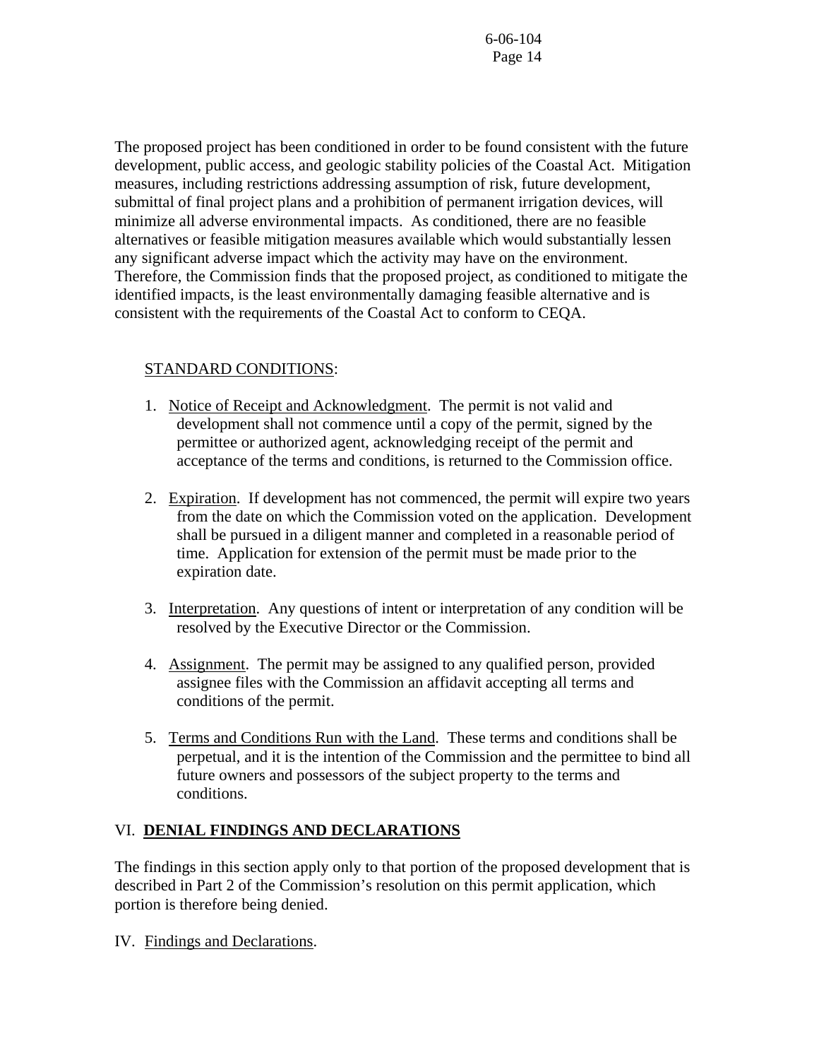The proposed project has been conditioned in order to be found consistent with the future development, public access, and geologic stability policies of the Coastal Act. Mitigation measures, including restrictions addressing assumption of risk, future development, submittal of final project plans and a prohibition of permanent irrigation devices, will minimize all adverse environmental impacts. As conditioned, there are no feasible alternatives or feasible mitigation measures available which would substantially lessen any significant adverse impact which the activity may have on the environment. Therefore, the Commission finds that the proposed project, as conditioned to mitigate the identified impacts, is the least environmentally damaging feasible alternative and is consistent with the requirements of the Coastal Act to conform to CEQA.

STANDARD CONDITIONS:

1. Notice of Receipt and Acknowledgment. The permit is not valid and development shall not commence until a copy of the permit, signed by the permittee or authorized agent, acknowledging receipt of the permit and acceptance of the terms and conditions, is returned to the Commission office.

2. Expiration. If development has not commenced, the permit will expire two years from the date on which the Commission voted on the application. Development shall be pursued in a diligent manner and completed in a reasonable period of time. Application for extension of the permit must be made prior to the expiration date.

3. Interpretation. Any questions of intent or interpretation of any condition will be resolved by the Executive Director or the Commission.

4. Assignment. The permit may be assigned to any qualified person, provided assignee files with the Commission an affidavit accepting all terms and conditions of the permit.

5. Terms and Conditions Run with the Land. These terms and conditions shall be perpetual, and it is the intention of the Commission and the permittee to bind all future owners and possessors of the subject property to the terms and conditions.

## VI. DENIAL FINDINGS AND DECLARATIONS

The findings in this section apply only to that portion of the proposed development that is described in Part 2 of the Commission's resolution on this permit application, which portion is therefore being denied.

IV. Findings and Declarations.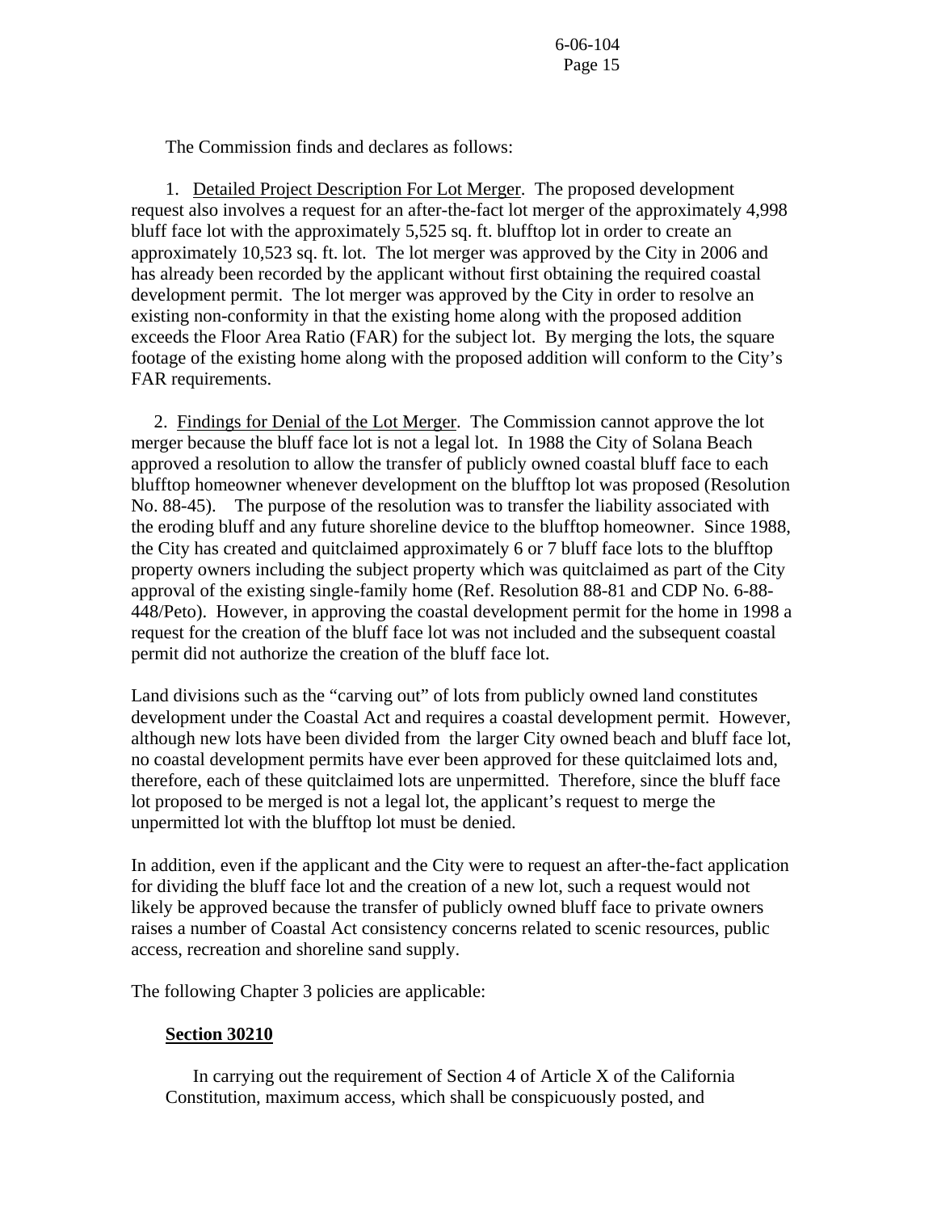The Commission finds and declares as follows:

1. Detailed Project Description For Lot Merger. The proposed development request also involves a request for an after-the-fact lot merger of the approximately 4,998 bluff face lot with the approximately 5,525 sq. ft. blufftop lot in order to create an approximately 10,523 sq. ft. lot. The lot merger was approved by the City in 2006 and has already been recorded by the applicant without first obtaining the required coastal development permit. The lot merger was approved by the City in order to resolve an existing non-conformity in that the existing home along with the proposed addition exceeds the Floor Area Ratio (FAR) for the subject lot. By merging the lots, the square footage of the existing home along with the proposed addition will conform to the City's FAR requirements.

2. Findings for Denial of the Lot Merger. The Commission cannot approve the lot merger because the bluff face lot is not a legal lot. In 1988 the City of Solana Beach approved a resolution to allow the transfer of publicly owned coastal bluff face to each blufftop homeowner whenever development on the blufftop lot was proposed (Resolution No. 88-45). The purpose of the resolution was to transfer the liability associated with the eroding bluff and any future shoreline device to the blufftop homeowner. Since 1988, the City has created and quitclaimed approximately 6 or 7 bluff face lots to the blufftop property owners including the subject property which was quitclaimed as part of the City approval of the existing single-family home (Ref. Resolution 88-81 and CDP No. 6-88-448/Peto). However, in approving the coastal development permit for the home in 1998 a request for the creation of the bluff face lot was not included and the subsequent coastal permit did not authorize the creation of the bluff face lot.

Land divisions such as the "carving out" of lots from publicly owned land constitutes development under the Coastal Act and requires a coastal development permit. However, although new lots have been divided from the larger City owned beach and bluff face lot, no coastal development permits have ever been approved for these quitclaimed lots and, therefore, each of these quitclaimed lots are unpermitted. Therefore, since the bluff face lot proposed to be merged is not a legal lot, the applicant's request to merge the unpermitted lot with the blufftop lot must be denied.

In addition, even if the applicant and the City were to request an after-the-fact application for dividing the bluff face lot and the creation of a new lot, such a request would not likely be approved because the transfer of publicly owned bluff face to private owners raises a number of Coastal Act consistency concerns related to scenic resources, public access, recreation and shoreline sand supply.

The following Chapter 3 policies are applicable:

**Section 30210**

In carrying out the requirement of Section 4 of Article X of the California Constitution, maximum access, which shall be conspicuously posted, and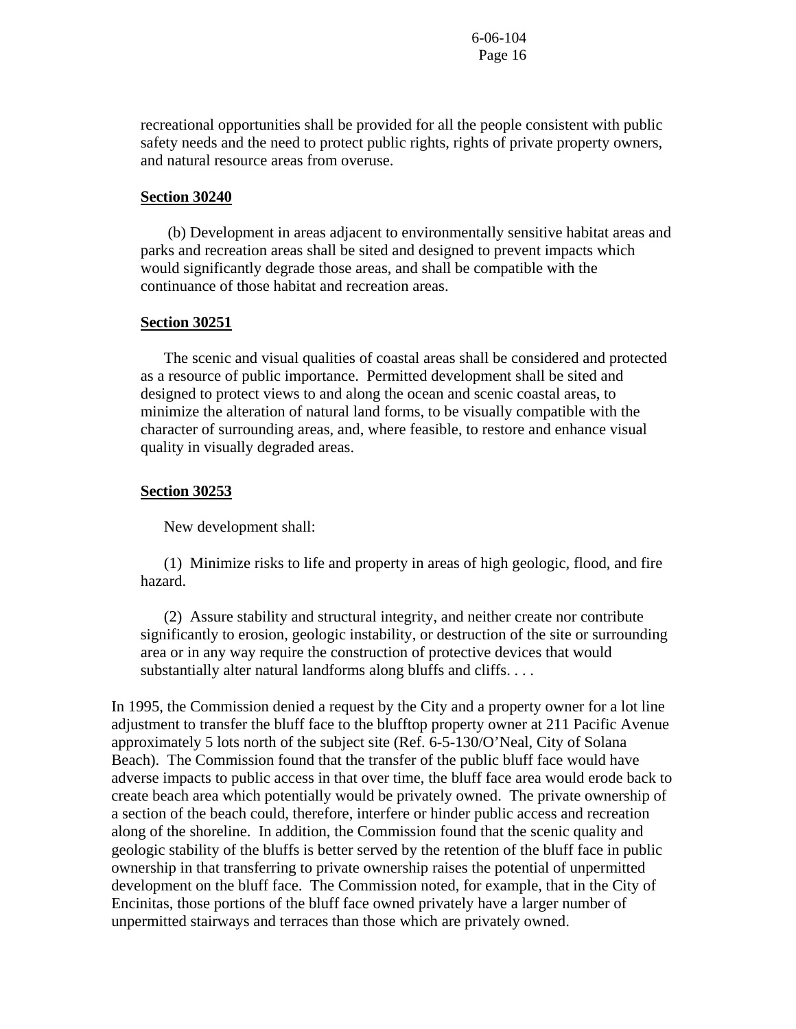recreational opportunities shall be provided for all the people consistent with public safety needs and the need to protect public rights, rights of private property owners, and natural resource areas from overuse.

**Section 30240**

(b) Development in areas adjacent to environmentally sensitive habitat areas and parks and recreation areas shall be sited and designed to prevent impacts which would significantly degrade those areas, and shall be compatible with the continuance of those habitat and recreation areas.

**Section 30251**

The scenic and visual qualities of coastal areas shall be considered and protected as a resource of public importance. Permitted development shall be sited and designed to protect views to and along the ocean and scenic coastal areas, to minimize the alteration of natural land forms, to be visually compatible with the character of surrounding areas, and, where feasible, to restore and enhance visual quality in visually degraded areas.

**Section 30253**

New development shall:

(1) Minimize risks to life and property in areas of high geologic, flood, and fire hazard.

(2) Assure stability and structural integrity, and neither create nor contribute significantly to erosion, geologic instability, or destruction of the site or surrounding area or in any way require the construction of protective devices that would substantially alter natural landforms along bluffs and cliffs. . . .

In 1995, the Commission denied a request by the City and a property owner for a lot line adjustment to transfer the bluff face to the blufftop property owner at 211 Pacific Avenue approximately 5 lots north of the subject site (Ref. 6-5-130/O'Neal, City of Solana Beach). The Commission found that the transfer of the public bluff face would have adverse impacts to public access in that over time, the bluff face area would erode back to create beach area which potentially would be privately owned. The private ownership of a section of the beach could, therefore, interfere or hinder public access and recreation along of the shoreline. In addition, the Commission found that the scenic quality and geologic stability of the bluffs is better served by the retention of the bluff face in public ownership in that transferring to private ownership raises the potential of unpermitted development on the bluff face. The Commission noted, for example, that in the City of Encinitas, those portions of the bluff face owned privately have a larger number of unpermitted stairways and terraces than those which are privately owned.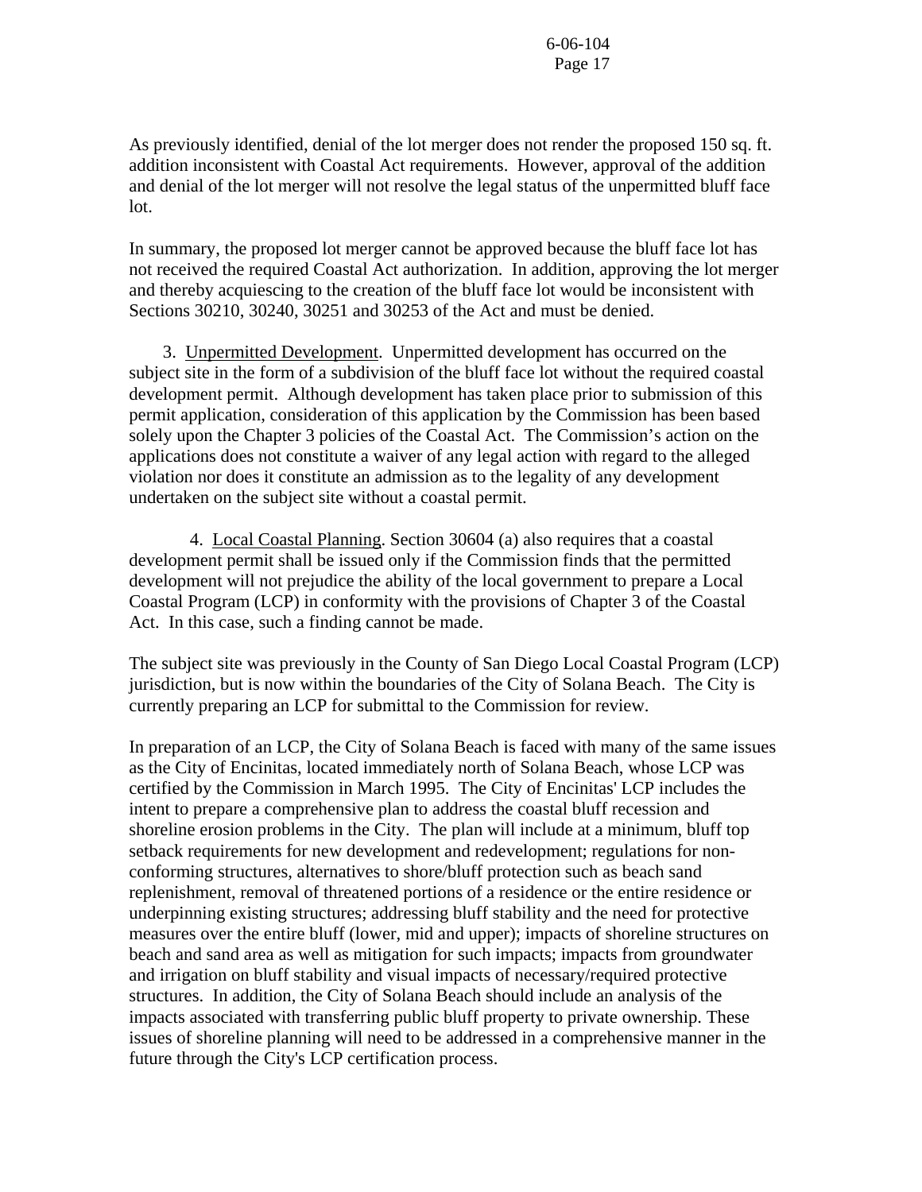As previously identified, denial of the lot merger does not render the proposed 150 sq. ft. addition inconsistent with Coastal Act requirements. However, approval of the addition and denial of the lot merger will not resolve the legal status of the unpermitted bluff face lot.

In summary, the proposed lot merger cannot be approved because the bluff face lot has not received the required Coastal Act authorization. In addition, approving the lot merger and thereby acquiescing to the creation of the bluff face lot would be inconsistent with Sections 30210, 30240, 30251 and 30253 of the Act and must be denied.

3. Unpermitted Development. Unpermitted development has occurred on the subject site in the form of a subdivision of the bluff face lot without the required coastal development permit. Although development has taken place prior to submission of this permit application, consideration of this application by the Commission has been based solely upon the Chapter 3 policies of the Coastal Act. The Commission's action on the applications does not constitute a waiver of any legal action with regard to the alleged violation nor does it constitute an admission as to the legality of any development undertaken on the subject site without a coastal permit.

4. Local Coastal Planning. Section 30604 (a) also requires that a coastal development permit shall be issued only if the Commission finds that the permitted development will not prejudice the ability of the local government to prepare a Local Coastal Program (LCP) in conformity with the provisions of Chapter 3 of the Coastal Act. In this case, such a finding cannot be made.

The subject site was previously in the County of San Diego Local Coastal Program (LCP) jurisdiction, but is now within the boundaries of the City of Solana Beach. The City is currently preparing an LCP for submittal to the Commission for review.

In preparation of an LCP, the City of Solana Beach is faced with many of the same issues as the City of Encinitas, located immediately north of Solana Beach, whose LCP was certified by the Commission in March 1995. The City of Encinitas' LCP includes the intent to prepare a comprehensive plan to address the coastal bluff recession and shoreline erosion problems in the City. The plan will include at a minimum, bluff top setback requirements for new development and redevelopment; regulations for non-conforming structures, alternatives to shore/bluff protection such as beach sand replenishment, removal of threatened portions of a residence or the entire residence or underpinning existing structures; addressing bluff stability and the need for protective measures over the entire bluff (lower, mid and upper); impacts of shoreline structures on beach and sand area as well as mitigation for such impacts; impacts from groundwater and irrigation on bluff stability and visual impacts of necessary/required protective structures. In addition, the City of Solana Beach should include an analysis of the impacts associated with transferring public bluff property to private ownership. These issues of shoreline planning will need to be addressed in a comprehensive manner in the future through the City's LCP certification process.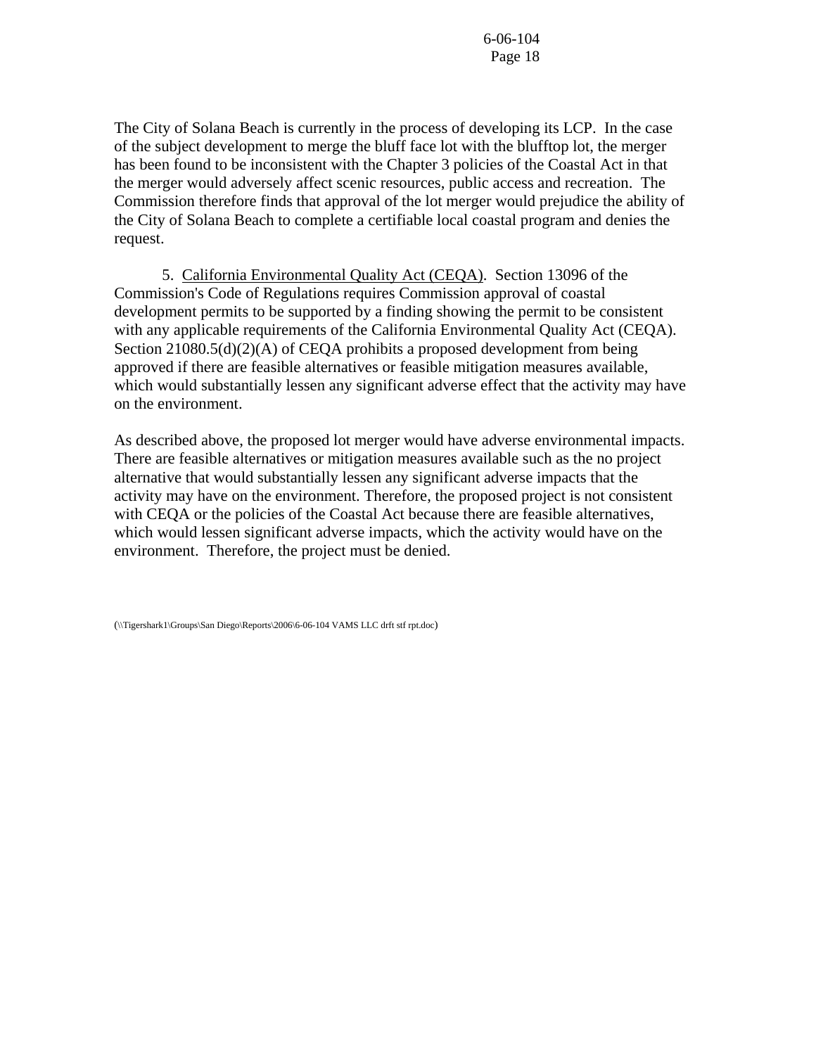The City of Solana Beach is currently in the process of developing its LCP. In the case of the subject development to merge the bluff face lot with the blufftop lot, the merger has been found to be inconsistent with the Chapter 3 policies of the Coastal Act in that the merger would adversely affect scenic resources, public access and recreation. The Commission therefore finds that approval of the lot merger would prejudice the ability of the City of Solana Beach to complete a certifiable local coastal program and denies the request.

5. California Environmental Quality Act (CEQA). Section 13096 of the Commission's Code of Regulations requires Commission approval of coastal development permits to be supported by a finding showing the permit to be consistent with any applicable requirements of the California Environmental Quality Act (CEQA). Section 21080.5(d)(2)(A) of CEQA prohibits a proposed development from being approved if there are feasible alternatives or feasible mitigation measures available, which would substantially lessen any significant adverse effect that the activity may have on the environment.

As described above, the proposed lot merger would have adverse environmental impacts. There are feasible alternatives or mitigation measures available such as the no project alternative that would substantially lessen any significant adverse impacts that the activity may have on the environment. Therefore, the proposed project is not consistent with CEQA or the policies of the Coastal Act because there are feasible alternatives, which would lessen significant adverse impacts, which the activity would have on the environment. Therefore, the project must be denied.

(\\Tigershark1\Groups\San Diego\Reports\2006\6-06-104 VAMS LLC drft stf rpt.doc)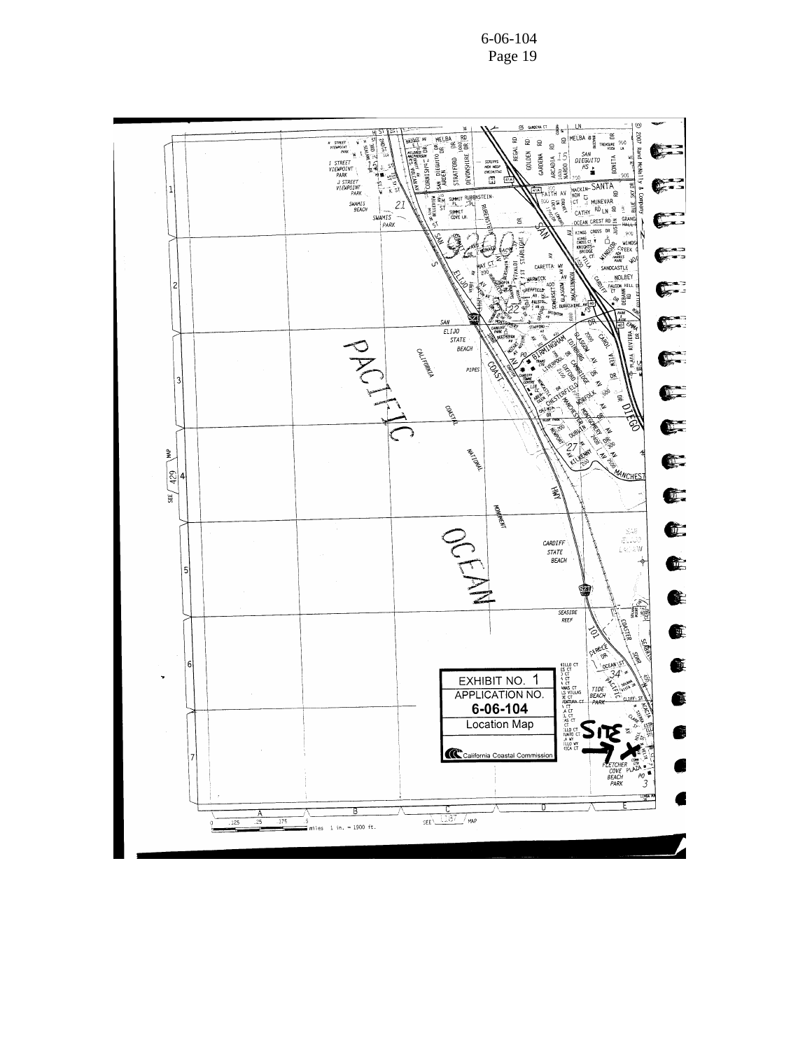EXHIBIT NO. 1

APPLICATION NO.

**6-06-104**

Location Map

California Coastal Commission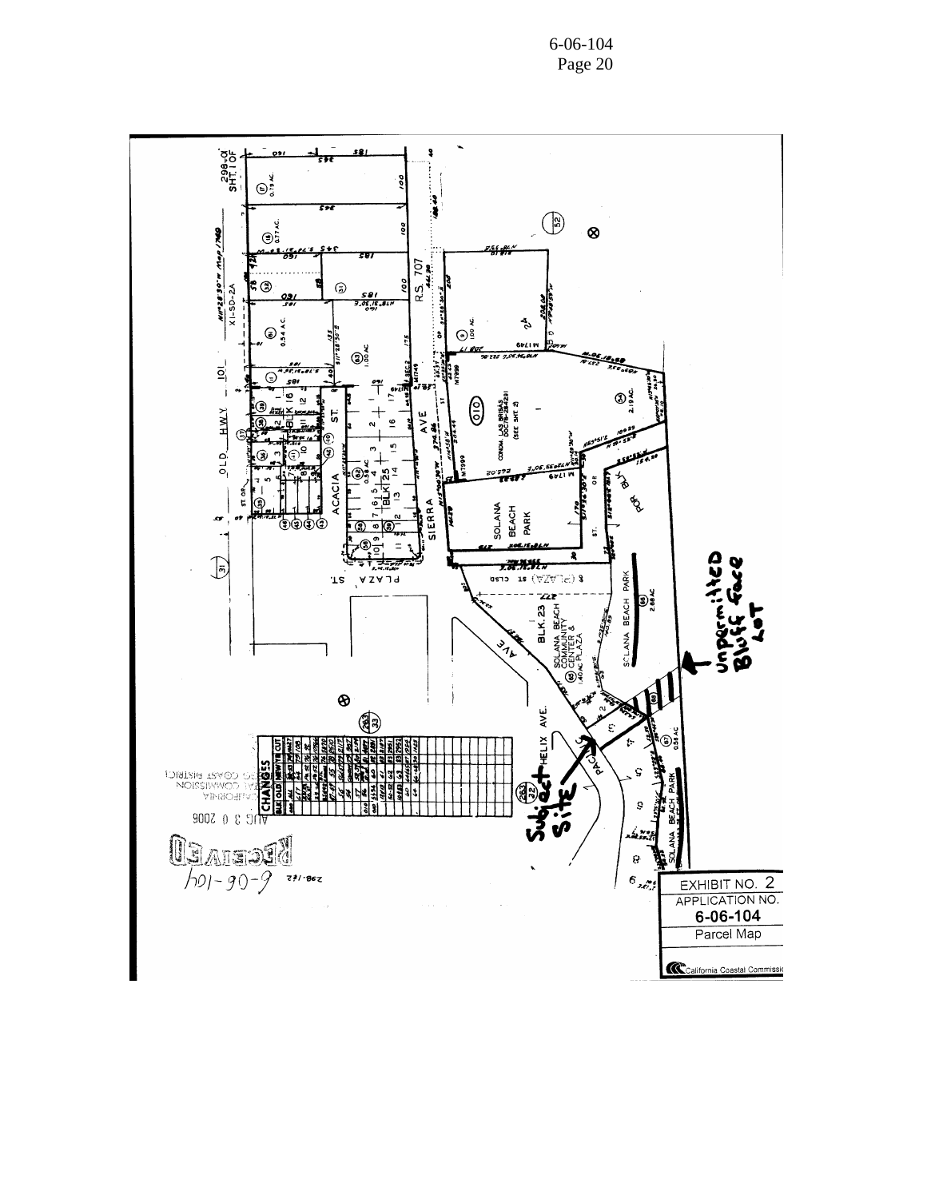EXHIBIT NO. 2

APPLICATION NO.

**6-06-104**

Parcel Map

California Coastal Commission

Unpermitted Bluff Face Lot

Subject Site

OLD HWY 101

ACACIA ST.

SIERRA AVE

PLAZA ST.

HELIX AVE.

SOLANA BEACH PARK

SOLANA BEACH COMMUNITY CENTER & PLAZA

CONDO. LAS BRISAS

RECEIVED

AUG 3 0 2006

CALIFORNIA COASTAL COMMISSION SAN DIEGO COAST DISTRICT

6-06-104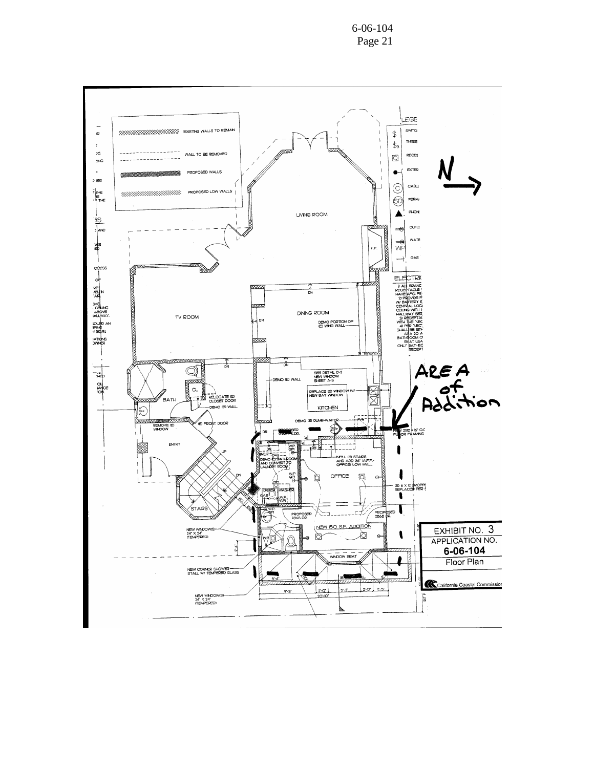EXISTING WALLS TO REMAIN

WALL TO BE REMOVED

PROPOSED WALLS

PROPOSED LOW WALLS

N →

LIVING ROOM

TV ROOM

DINING ROOM

DEMO PORTION OF (E) WING WALL

KITCHEN

SEE DETAIL D-2 NEW WINDOW SHEET A-3

DEMO (E) WALL

REPLACE (E) WINDOW W/ NEW BAT WINDOW

BATH

RELOCATE (E) CLOSET DOOR

DEMO (E) WALL

REMOVE (E) WINDOW

(E) FRONT DOOR

ENTRY

STAIRS

DEMO (E) DUMB-WAITER

DEMO (E) BATHROOM AND CONVERT TO LAUNDRY ROOM

INFILL (E) STAIRS AND ADD 36" (A.F.F.) OFFICE LOW WALL

OFFICE

DRYER WASHER

PROPOSED 2868 DR.

NEW 150 S.F. ADDITION

WINDOW SEAT

NEW WINDOW(S) 24" X 24" (TEMPERED)

NEW CORNER SHOWER STALL W/ TEMPERED GLASS

AREA of Addition

EXHIBIT NO. 3

APPLICATION NO.

**6-06-104**

Floor Plan

California Coastal Commission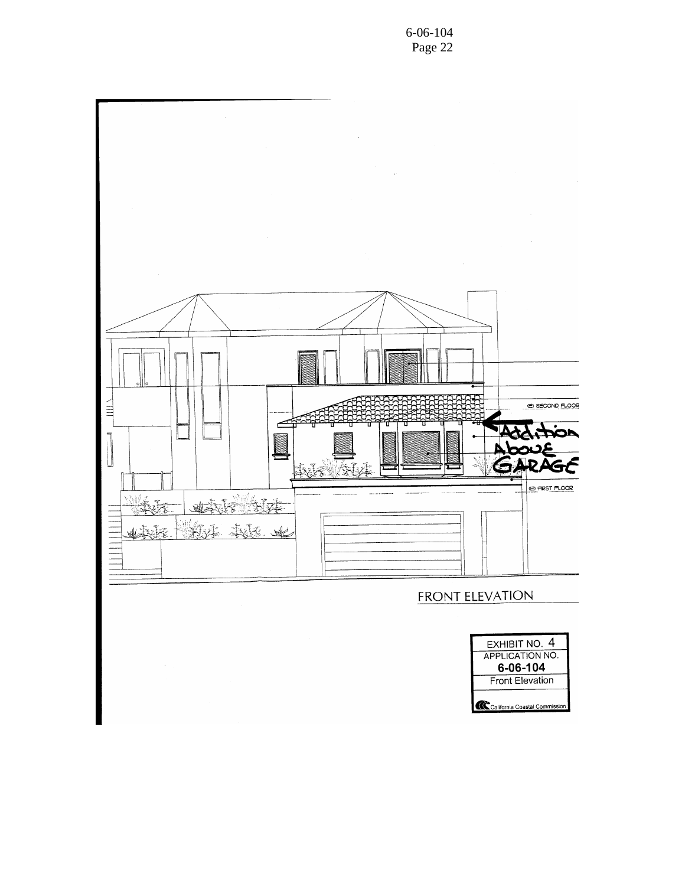(E) SECOND FLOOR

Addition Above GARAGE

(E) FIRST FLOOR

FRONT ELEVATION

| EXHIBIT NO. 4 |
| --- |
| APPLICATION NO. |
| **6-06-104** |
| Front Elevation |
| California Coastal Commission |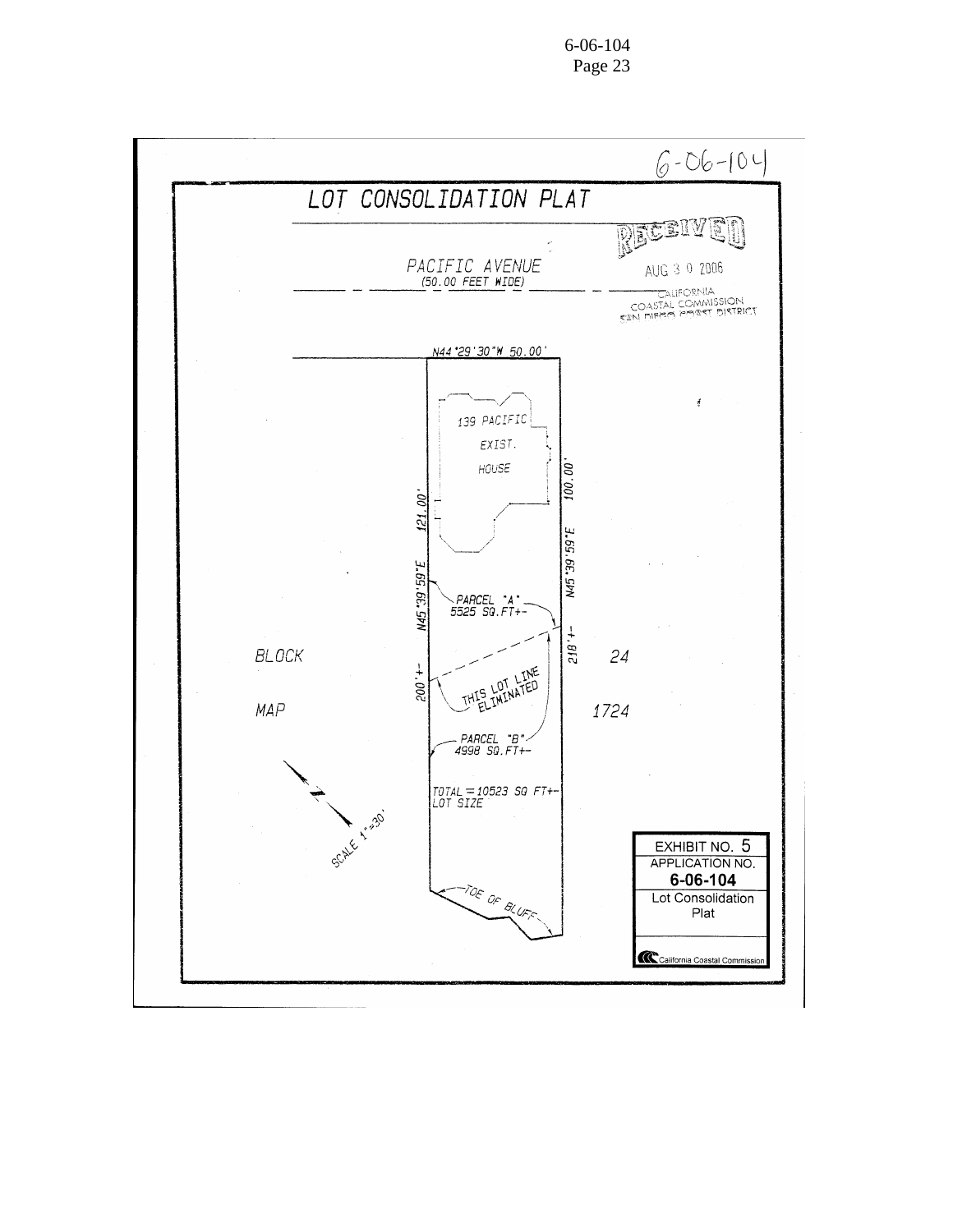6-06-104

# LOT CONSOLIDATION PLAT

RECEIVED

AUG 3 0 2006

CALIFORNIA COASTAL COMMISSION SAN DIEGO COAST DISTRICT

PACIFIC AVENUE
(50.00 FEET WIDE)

N44°29'30"W 50.00'

139 PACIFIC
EXIST.
HOUSE

121.00'

N45°39'59"E

100.00'

N45°39'59"E

PARCEL "A"
5525 SQ.FT+-

218'+-

BLOCK 24

200'+-

THIS LOT LINE ELIMINATED

MAP 1724

PARCEL "B"
4998 SQ.FT+-

TOTAL = 10523 SQ FT+-
LOT SIZE

SCALE 1"=30'

TOE OF BLUFF

EXHIBIT NO. 5
APPLICATION NO.
**6-06-104**
Lot Consolidation Plat

California Coastal Commission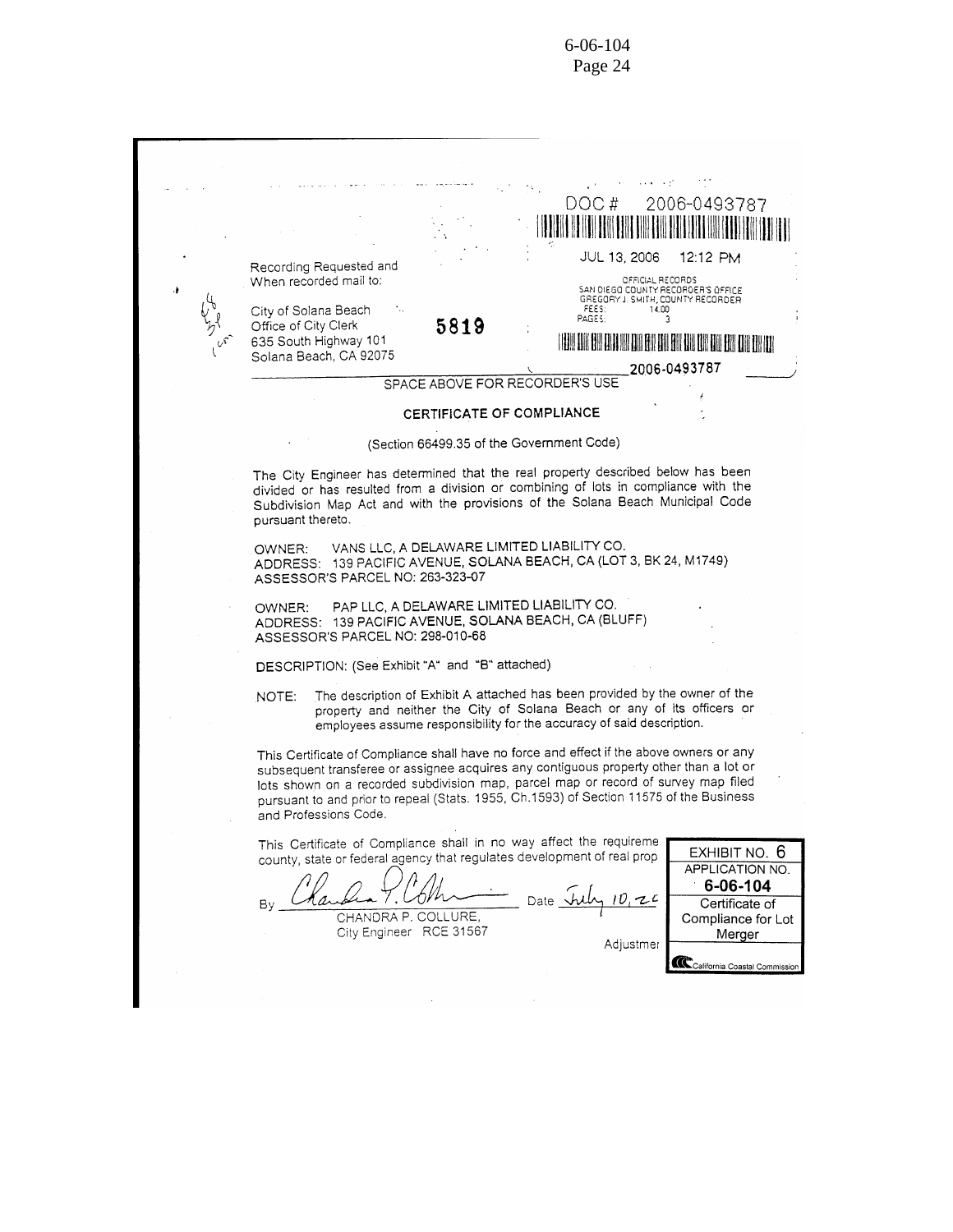DOC # 2006-0493787

JUL 13, 2006 12:12 PM

OFFICIAL RECORDS
SAN DIEGO COUNTY RECORDER'S OFFICE
GREGORY J. SMITH, COUNTY RECORDER
FEES: 14.00
PAGES: 3

2006-0493787

Recording Requested and
When recorded mail to:

City of Solana Beach
Office of City Clerk
635 South Highway 101
Solana Beach, CA 92075

5819

SPACE ABOVE FOR RECORDER'S USE

**CERTIFICATE OF COMPLIANCE**

(Section 66499.35 of the Government Code)

The City Engineer has determined that the real property described below has been divided or has resulted from a division or combining of lots in compliance with the Subdivision Map Act and with the provisions of the Solana Beach Municipal Code pursuant thereto.

OWNER: VANS LLC, A DELAWARE LIMITED LIABILITY CO.
ADDRESS: 139 PACIFIC AVENUE, SOLANA BEACH, CA (LOT 3, BK 24, M1749)
ASSESSOR'S PARCEL NO: 263-323-07

OWNER: PAP LLC, A DELAWARE LIMITED LIABILITY CO.
ADDRESS: 139 PACIFIC AVENUE, SOLANA BEACH, CA (BLUFF)
ASSESSOR'S PARCEL NO: 298-010-68

DESCRIPTION: (See Exhibit "A" and "B" attached)

NOTE: The description of Exhibit A attached has been provided by the owner of the property and neither the City of Solana Beach or any of its officers or employees assume responsibility for the accuracy of said description.

This Certificate of Compliance shall have no force and effect if the above owners or any subsequent transferee or assignee acquires any contiguous property other than a lot or lots shown on a recorded subdivision map, parcel map or record of survey map filed pursuant to and prior to repeal (Stats. 1955, Ch.1593) of Section 11575 of the Business and Professions Code.

This Certificate of Compliance shall in no way affect the requireme[nts of any] county, state or federal agency that regulates development of real prop[erty.]

By [signature] Date July 10, 20[06]

CHANDRA P. COLLURE,
City Engineer RCE 31567

Adjustmer

EXHIBIT NO. 6
APPLICATION NO.
**6-06-104**
Certificate of Compliance for Lot Merger
California Coastal Commission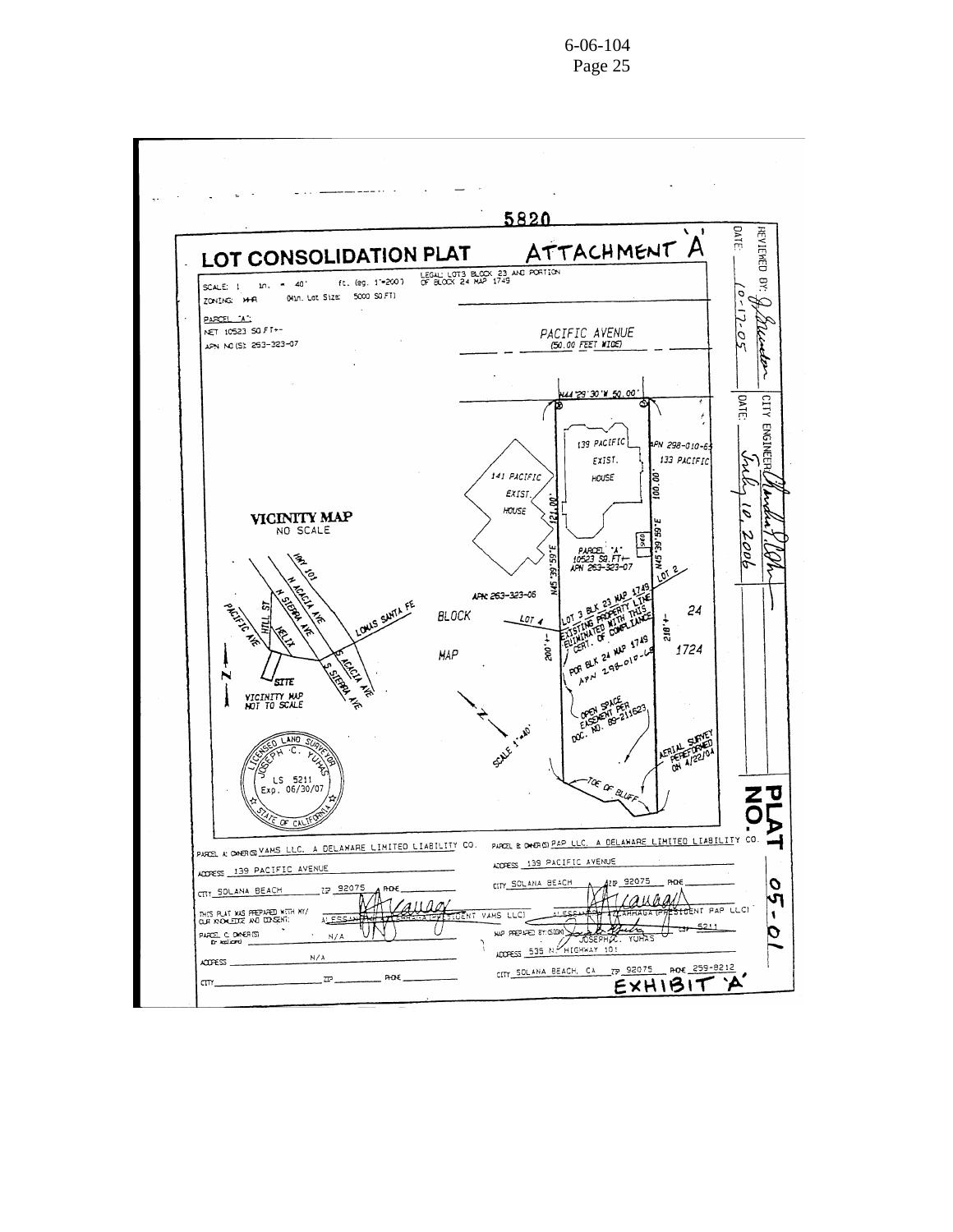5820

# LOT CONSOLIDATION PLAT

ATTACHMENT 'A'

SCALE: 1 in. = 40' ft. (eg. 1"=200')

ZONING: MHR (Min. Lot Size: 5000 SQ.FT)

LEGAL: LOT3 BLOCK 23 AND PORTION OF BLOCK 24 MAP 1749

PARCEL "A":
NET 10523 SQ.FT+-
APN NO.(S): 263-323-07

PACIFIC AVENUE
(50.00 FEET WIDE)

N44°29'30"W 50.00'

139 PACIFIC EXIST. HOUSE

APN 298-010-65
133 PACIFIC

141 PACIFIC EXIST. HOUSE

100.00'

121.00'

N45°39'59"E

N45°39'59"E

PARCEL "A"
10523 SQ.FT+-
APN 263-323-07

LOT 2

APN 263-323-05

BLOCK

LOT 4

LOT 3 BLK 23 MAP 1749
EXISTING PROPERTY LINE
ELIMINATED WITH THIS
CERT. OF COMPLIANCE

24

200'+-

218'+-

MAP

1724

POR BLK 24 MAP 1749
APN 298-010-68

OPEN SPACE
EASEMENT PER
DOC. NO. 89-211623

SCALE 1"=40'

AERIAL SURVEY
PERFORMED
ON 4/22/04

TOE OF BLUFF

## VICINITY MAP
NO SCALE

HWY 101, N ACACIA AVE, N SIERRA AVE, LOMAS SANTA FE, PACIFIC AVE, HILL ST, HELIX, S ACACIA AVE, S SIERRA AVE, SITE

VICINITY MAP
NOT TO SCALE

LICENSED LAND SURVEYOR
JOSEPH C. YUHAS
LS 5211
Exp. 06/30/07
STATE OF CALIFORNIA

REVIEWED BY: [signature]
DATE: 10-17-05

CITY ENGINEER: [signature]
DATE: July 10, 2006

PLAT NO. 05-01

PARCEL A: OWNER(S) VAMS LLC. A DELAWARE LIMITED LIABILITY CO.

ADDRESS 139 PACIFIC AVENUE

CITY SOLANA BEACH ZIP 92075 PHONE

THIS PLAT WAS PREPARED WITH MY/OUR KNOWLEDGE AND CONSENT: ALESSANDRO ZAVAGLIA (PRESIDENT VAMS LLC)

PARCEL C: OWNER(S) N/A

ADDRESS N/A

CITY ZIP PHONE

PARCEL B: OWNER(S) PAP LLC. A DELAWARE LIMITED LIABILITY CO.

ADDRESS 139 PACIFIC AVENUE

CITY SOLANA BEACH ZIP 92075 PHONE

ALESSANDRO ZAVAGLIA (PRESIDENT PAP LLC)

MAP PREPARED BY (SIGN): JOSEPH C. YUHAS LS 5211

ADDRESS 535 N. HIGHWAY 101

CITY SOLANA BEACH, CA ZIP 92075 PHONE 259-8212

EXHIBIT 'A'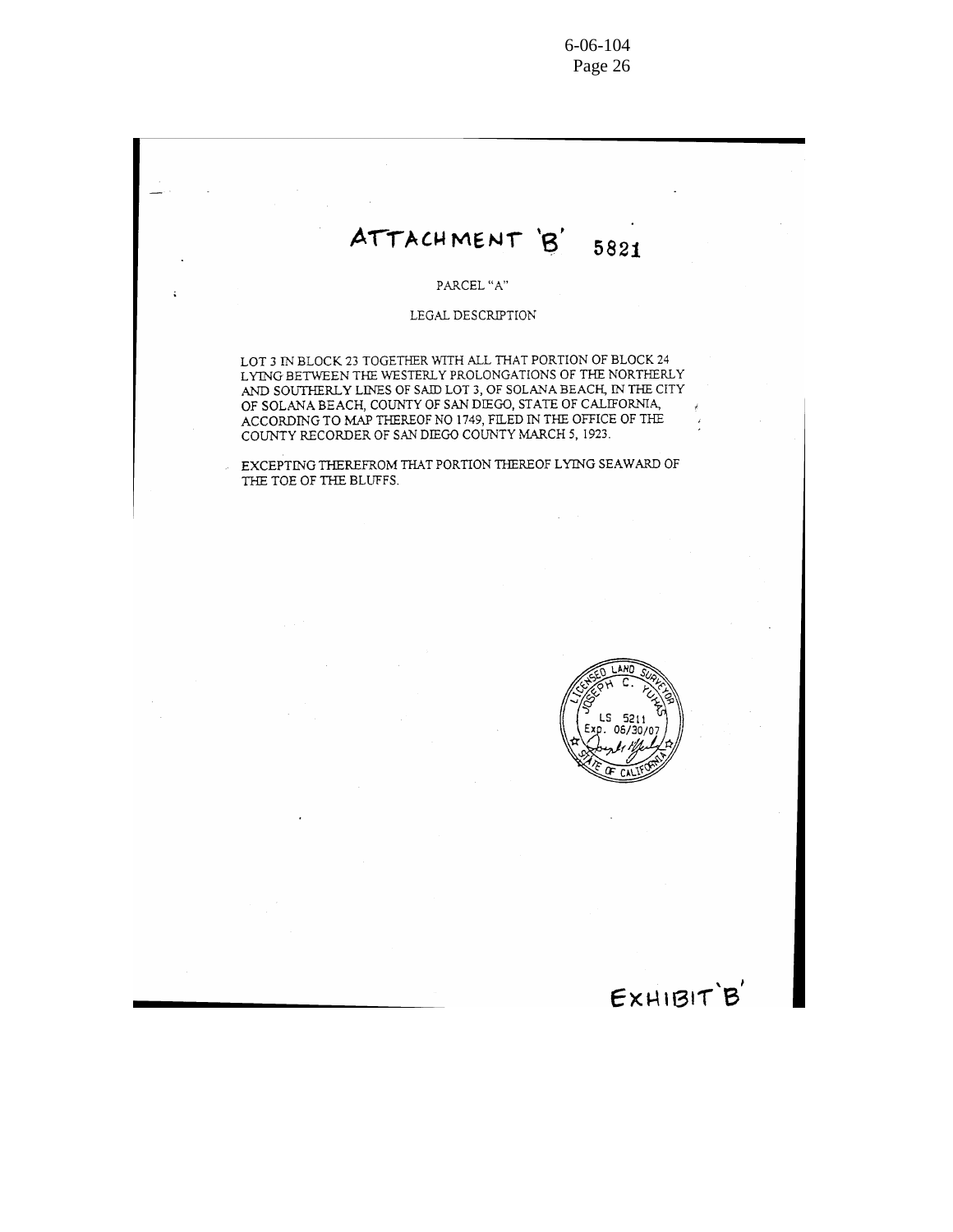# ATTACHMENT 'B' 5821

PARCEL "A"

LEGAL DESCRIPTION

LOT 3 IN BLOCK 23 TOGETHER WITH ALL THAT PORTION OF BLOCK 24 LYING BETWEEN THE WESTERLY PROLONGATIONS OF THE NORTHERLY AND SOUTHERLY LINES OF SAID LOT 3, OF SOLANA BEACH, IN THE CITY OF SOLANA BEACH, COUNTY OF SAN DIEGO, STATE OF CALIFORNIA, ACCORDING TO MAP THEREOF NO 1749, FILED IN THE OFFICE OF THE COUNTY RECORDER OF SAN DIEGO COUNTY MARCH 5, 1923.

EXCEPTING THEREFROM THAT PORTION THEREOF LYING SEAWARD OF THE TOE OF THE BLUFFS.

LICENSED LAND SURVEYOR
JOSEPH C. YUHAS
LS 5211
Exp. 06/30/07
STATE OF CALIFORNIA

EXHIBIT 'B'